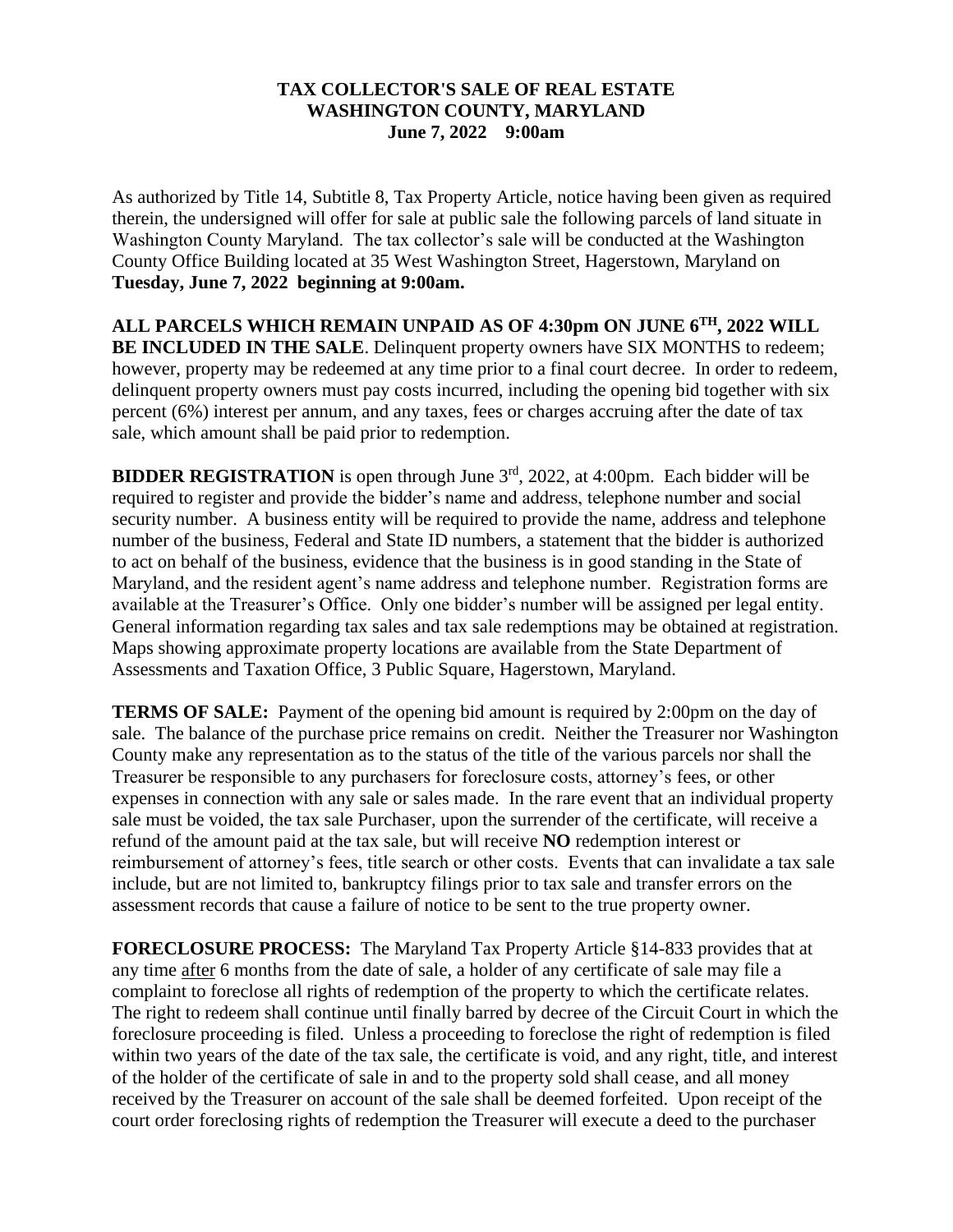# TAX COLLECTOR'S SALE OF REAL ESTATE
## WASHINGTON COUNTY, MARYLAND
### June 7, 2022 9:00am

As authorized by Title 14, Subtitle 8, Tax Property Article, notice having been given as required therein, the undersigned will offer for sale at public sale the following parcels of land situate in Washington County Maryland. The tax collector's sale will be conducted at the Washington County Office Building located at 35 West Washington Street, Hagerstown, Maryland on **Tuesday, June 7, 2022 beginning at 9:00am.**

**ALL PARCELS WHICH REMAIN UNPAID AS OF 4:30pm ON JUNE 6TH, 2022 WILL BE INCLUDED IN THE SALE**. Delinquent property owners have SIX MONTHS to redeem; however, property may be redeemed at any time prior to a final court decree. In order to redeem, delinquent property owners must pay costs incurred, including the opening bid together with six percent (6%) interest per annum, and any taxes, fees or charges accruing after the date of tax sale, which amount shall be paid prior to redemption.

**BIDDER REGISTRATION** is open through June 3rd, 2022, at 4:00pm. Each bidder will be required to register and provide the bidder's name and address, telephone number and social security number. A business entity will be required to provide the name, address and telephone number of the business, Federal and State ID numbers, a statement that the bidder is authorized to act on behalf of the business, evidence that the business is in good standing in the State of Maryland, and the resident agent's name address and telephone number. Registration forms are available at the Treasurer's Office. Only one bidder's number will be assigned per legal entity. General information regarding tax sales and tax sale redemptions may be obtained at registration. Maps showing approximate property locations are available from the State Department of Assessments and Taxation Office, 3 Public Square, Hagerstown, Maryland.

**TERMS OF SALE:** Payment of the opening bid amount is required by 2:00pm on the day of sale. The balance of the purchase price remains on credit. Neither the Treasurer nor Washington County make any representation as to the status of the title of the various parcels nor shall the Treasurer be responsible to any purchasers for foreclosure costs, attorney's fees, or other expenses in connection with any sale or sales made. In the rare event that an individual property sale must be voided, the tax sale Purchaser, upon the surrender of the certificate, will receive a refund of the amount paid at the tax sale, but will receive **NO** redemption interest or reimbursement of attorney's fees, title search or other costs. Events that can invalidate a tax sale include, but are not limited to, bankruptcy filings prior to tax sale and transfer errors on the assessment records that cause a failure of notice to be sent to the true property owner.

**FORECLOSURE PROCESS:** The Maryland Tax Property Article §14-833 provides that at any time after 6 months from the date of sale, a holder of any certificate of sale may file a complaint to foreclose all rights of redemption of the property to which the certificate relates. The right to redeem shall continue until finally barred by decree of the Circuit Court in which the foreclosure proceeding is filed. Unless a proceeding to foreclose the right of redemption is filed within two years of the date of the tax sale, the certificate is void, and any right, title, and interest of the holder of the certificate of sale in and to the property sold shall cease, and all money received by the Treasurer on account of the sale shall be deemed forfeited. Upon receipt of the court order foreclosing rights of redemption the Treasurer will execute a deed to the purchaser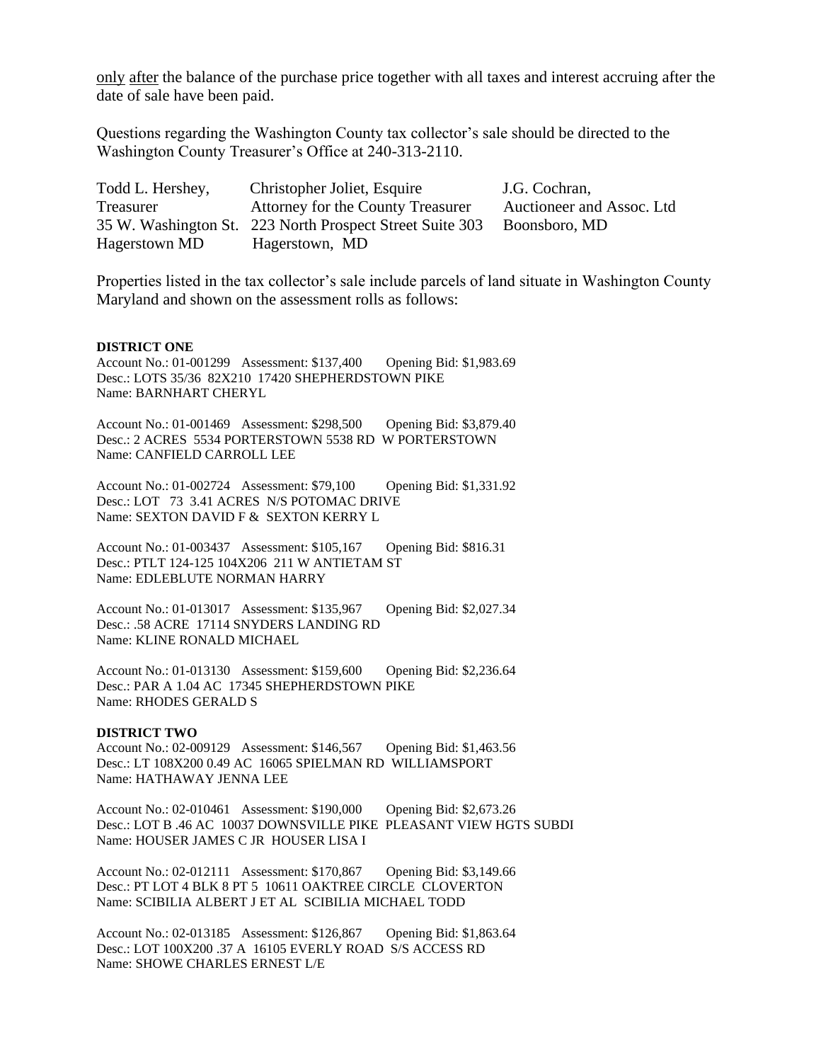only after the balance of the purchase price together with all taxes and interest accruing after the date of sale have been paid.

Questions regarding the Washington County tax collector's sale should be directed to the Washington County Treasurer's Office at 240-313-2110.

| Todd L. Hershey, | Christopher Joliet, Esquire | J.G. Cochran, |
|---|---|---|
| Treasurer | Attorney for the County Treasurer | Auctioneer and Assoc. Ltd |
| 35 W. Washington St. | 223 North Prospect Street Suite 303 | Boonsboro, MD |
| Hagerstown MD | Hagerstown, MD | |

Properties listed in the tax collector's sale include parcels of land situate in Washington County Maryland and shown on the assessment rolls as follows:

**DISTRICT ONE**

Account No.: 01-001299 Assessment: $137,400 Opening Bid: $1,983.69
Desc.: LOTS 35/36 82X210 17420 SHEPHERDSTOWN PIKE
Name: BARNHART CHERYL

Account No.: 01-001469 Assessment: $298,500 Opening Bid: $3,879.40
Desc.: 2 ACRES 5534 PORTERSTOWN 5538 RD W PORTERSTOWN
Name: CANFIELD CARROLL LEE

Account No.: 01-002724 Assessment: $79,100 Opening Bid: $1,331.92
Desc.: LOT 73 3.41 ACRES N/S POTOMAC DRIVE
Name: SEXTON DAVID F & SEXTON KERRY L

Account No.: 01-003437 Assessment: $105,167 Opening Bid: $816.31
Desc.: PTLT 124-125 104X206 211 W ANTIETAM ST
Name: EDLEBLUTE NORMAN HARRY

Account No.: 01-013017 Assessment: $135,967 Opening Bid: $2,027.34
Desc.: .58 ACRE 17114 SNYDERS LANDING RD
Name: KLINE RONALD MICHAEL

Account No.: 01-013130 Assessment: $159,600 Opening Bid: $2,236.64
Desc.: PAR A 1.04 AC 17345 SHEPHERDSTOWN PIKE
Name: RHODES GERALD S

**DISTRICT TWO**

Account No.: 02-009129 Assessment: $146,567 Opening Bid: $1,463.56
Desc.: LT 108X200 0.49 AC 16065 SPIELMAN RD WILLIAMSPORT
Name: HATHAWAY JENNA LEE

Account No.: 02-010461 Assessment: $190,000 Opening Bid: $2,673.26
Desc.: LOT B .46 AC 10037 DOWNSVILLE PIKE PLEASANT VIEW HGTS SUBDI
Name: HOUSER JAMES C JR HOUSER LISA I

Account No.: 02-012111 Assessment: $170,867 Opening Bid: $3,149.66
Desc.: PT LOT 4 BLK 8 PT 5 10611 OAKTREE CIRCLE CLOVERTON
Name: SCIBILIA ALBERT J ET AL SCIBILIA MICHAEL TODD

Account No.: 02-013185 Assessment: $126,867 Opening Bid: $1,863.64
Desc.: LOT 100X200 .37 A 16105 EVERLY ROAD S/S ACCESS RD
Name: SHOWE CHARLES ERNEST L/E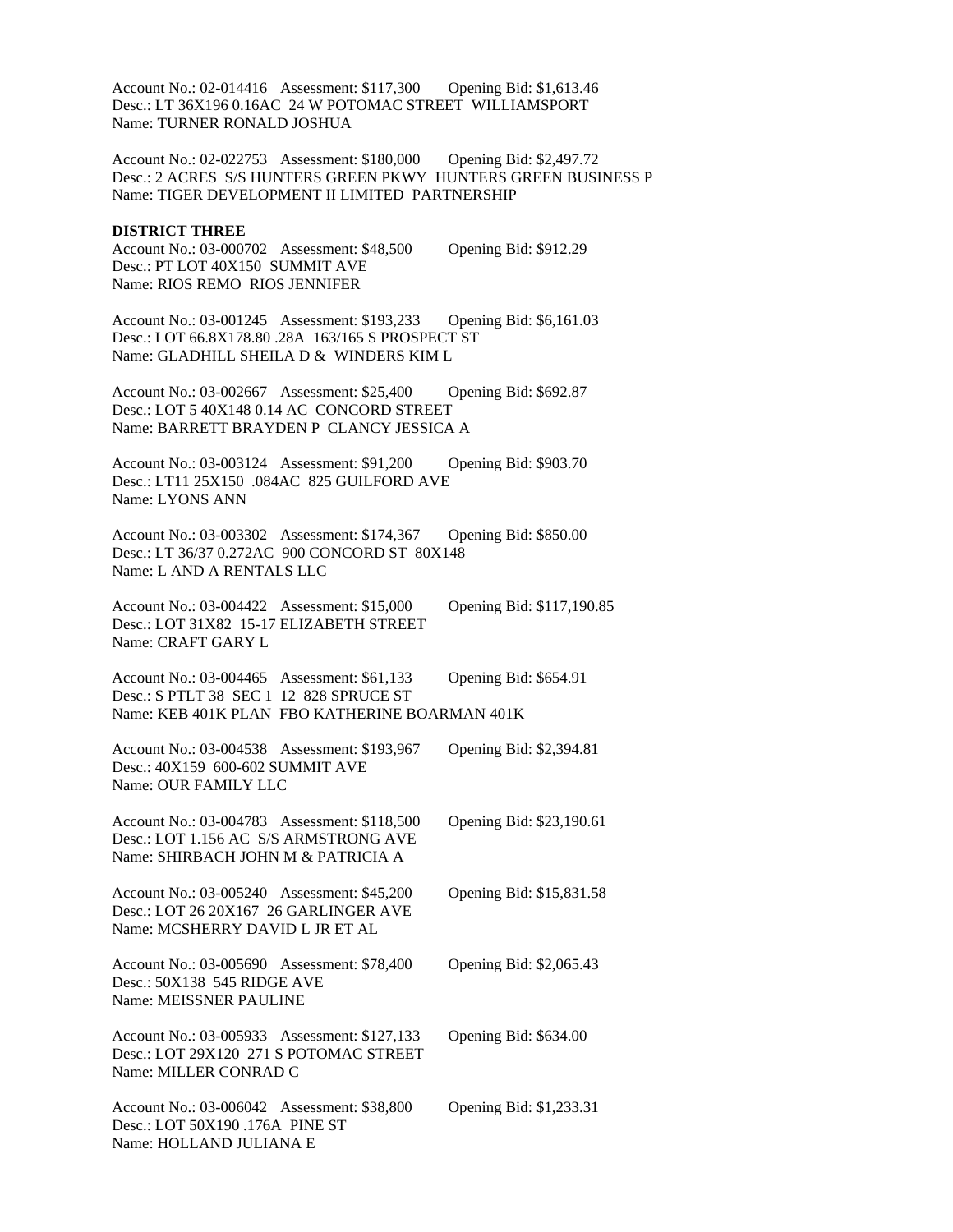Account No.: 02-014416 Assessment: $117,300 Opening Bid: $1,613.46
Desc.: LT 36X196 0.16AC 24 W POTOMAC STREET WILLIAMSPORT
Name: TURNER RONALD JOSHUA

Account No.: 02-022753 Assessment: $180,000 Opening Bid: $2,497.72
Desc.: 2 ACRES S/S HUNTERS GREEN PKWY HUNTERS GREEN BUSINESS P
Name: TIGER DEVELOPMENT II LIMITED PARTNERSHIP

**DISTRICT THREE**

Account No.: 03-000702 Assessment: $48,500 Opening Bid: $912.29
Desc.: PT LOT 40X150 SUMMIT AVE
Name: RIOS REMO RIOS JENNIFER

Account No.: 03-001245 Assessment: $193,233 Opening Bid: $6,161.03
Desc.: LOT 66.8X178.80 .28A 163/165 S PROSPECT ST
Name: GLADHILL SHEILA D & WINDERS KIM L

Account No.: 03-002667 Assessment: $25,400 Opening Bid: $692.87
Desc.: LOT 5 40X148 0.14 AC CONCORD STREET
Name: BARRETT BRAYDEN P CLANCY JESSICA A

Account No.: 03-003124 Assessment: $91,200 Opening Bid: $903.70
Desc.: LT11 25X150 .084AC 825 GUILFORD AVE
Name: LYONS ANN

Account No.: 03-003302 Assessment: $174,367 Opening Bid: $850.00
Desc.: LT 36/37 0.272AC 900 CONCORD ST 80X148
Name: L AND A RENTALS LLC

Account No.: 03-004422 Assessment: $15,000 Opening Bid: $117,190.85
Desc.: LOT 31X82 15-17 ELIZABETH STREET
Name: CRAFT GARY L

Account No.: 03-004465 Assessment: $61,133 Opening Bid: $654.91
Desc.: S PTLT 38 SEC 1 12 828 SPRUCE ST
Name: KEB 401K PLAN FBO KATHERINE BOARMAN 401K

Account No.: 03-004538 Assessment: $193,967 Opening Bid: $2,394.81
Desc.: 40X159 600-602 SUMMIT AVE
Name: OUR FAMILY LLC

Account No.: 03-004783 Assessment: $118,500 Opening Bid: $23,190.61
Desc.: LOT 1.156 AC S/S ARMSTRONG AVE
Name: SHIRBACH JOHN M & PATRICIA A

Account No.: 03-005240 Assessment: $45,200 Opening Bid: $15,831.58
Desc.: LOT 26 20X167 26 GARLINGER AVE
Name: MCSHERRY DAVID L JR ET AL

Account No.: 03-005690 Assessment: $78,400 Opening Bid: $2,065.43
Desc.: 50X138 545 RIDGE AVE
Name: MEISSNER PAULINE

Account No.: 03-005933 Assessment: $127,133 Opening Bid: $634.00
Desc.: LOT 29X120 271 S POTOMAC STREET
Name: MILLER CONRAD C

Account No.: 03-006042 Assessment: $38,800 Opening Bid: $1,233.31
Desc.: LOT 50X190 .176A PINE ST
Name: HOLLAND JULIANA E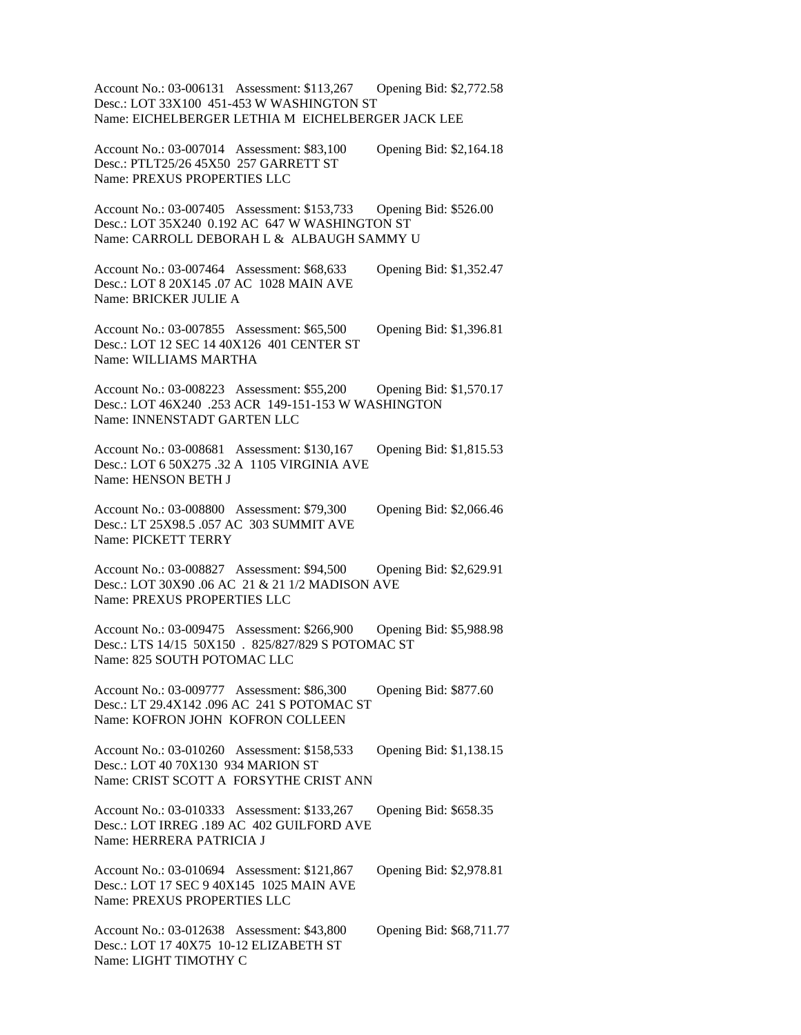Account No.: 03-006131 Assessment: $113,267 Opening Bid: $2,772.58
Desc.: LOT 33X100 451-453 W WASHINGTON ST
Name: EICHELBERGER LETHIA M EICHELBERGER JACK LEE

Account No.: 03-007014 Assessment: $83,100 Opening Bid: $2,164.18
Desc.: PTLT25/26 45X50 257 GARRETT ST
Name: PREXUS PROPERTIES LLC

Account No.: 03-007405 Assessment: $153,733 Opening Bid: $526.00
Desc.: LOT 35X240 0.192 AC 647 W WASHINGTON ST
Name: CARROLL DEBORAH L & ALBAUGH SAMMY U

Account No.: 03-007464 Assessment: $68,633 Opening Bid: $1,352.47
Desc.: LOT 8 20X145 .07 AC 1028 MAIN AVE
Name: BRICKER JULIE A

Account No.: 03-007855 Assessment: $65,500 Opening Bid: $1,396.81
Desc.: LOT 12 SEC 14 40X126 401 CENTER ST
Name: WILLIAMS MARTHA

Account No.: 03-008223 Assessment: $55,200 Opening Bid: $1,570.17
Desc.: LOT 46X240 .253 ACR 149-151-153 W WASHINGTON
Name: INNENSTADT GARTEN LLC

Account No.: 03-008681 Assessment: $130,167 Opening Bid: $1,815.53
Desc.: LOT 6 50X275 .32 A 1105 VIRGINIA AVE
Name: HENSON BETH J

Account No.: 03-008800 Assessment: $79,300 Opening Bid: $2,066.46
Desc.: LT 25X98.5 .057 AC 303 SUMMIT AVE
Name: PICKETT TERRY

Account No.: 03-008827 Assessment: $94,500 Opening Bid: $2,629.91
Desc.: LOT 30X90 .06 AC 21 & 21 1/2 MADISON AVE
Name: PREXUS PROPERTIES LLC

Account No.: 03-009475 Assessment: $266,900 Opening Bid: $5,988.98
Desc.: LTS 14/15 50X150 . 825/827/829 S POTOMAC ST
Name: 825 SOUTH POTOMAC LLC

Account No.: 03-009777 Assessment: $86,300 Opening Bid: $877.60
Desc.: LT 29.4X142 .096 AC 241 S POTOMAC ST
Name: KOFRON JOHN KOFRON COLLEEN

Account No.: 03-010260 Assessment: $158,533 Opening Bid: $1,138.15
Desc.: LOT 40 70X130 934 MARION ST
Name: CRIST SCOTT A FORSYTHE CRIST ANN

Account No.: 03-010333 Assessment: $133,267 Opening Bid: $658.35
Desc.: LOT IRREG .189 AC 402 GUILFORD AVE
Name: HERRERA PATRICIA J

Account No.: 03-010694 Assessment: $121,867 Opening Bid: $2,978.81
Desc.: LOT 17 SEC 9 40X145 1025 MAIN AVE
Name: PREXUS PROPERTIES LLC

Account No.: 03-012638 Assessment: $43,800 Opening Bid: $68,711.77
Desc.: LOT 17 40X75 10-12 ELIZABETH ST
Name: LIGHT TIMOTHY C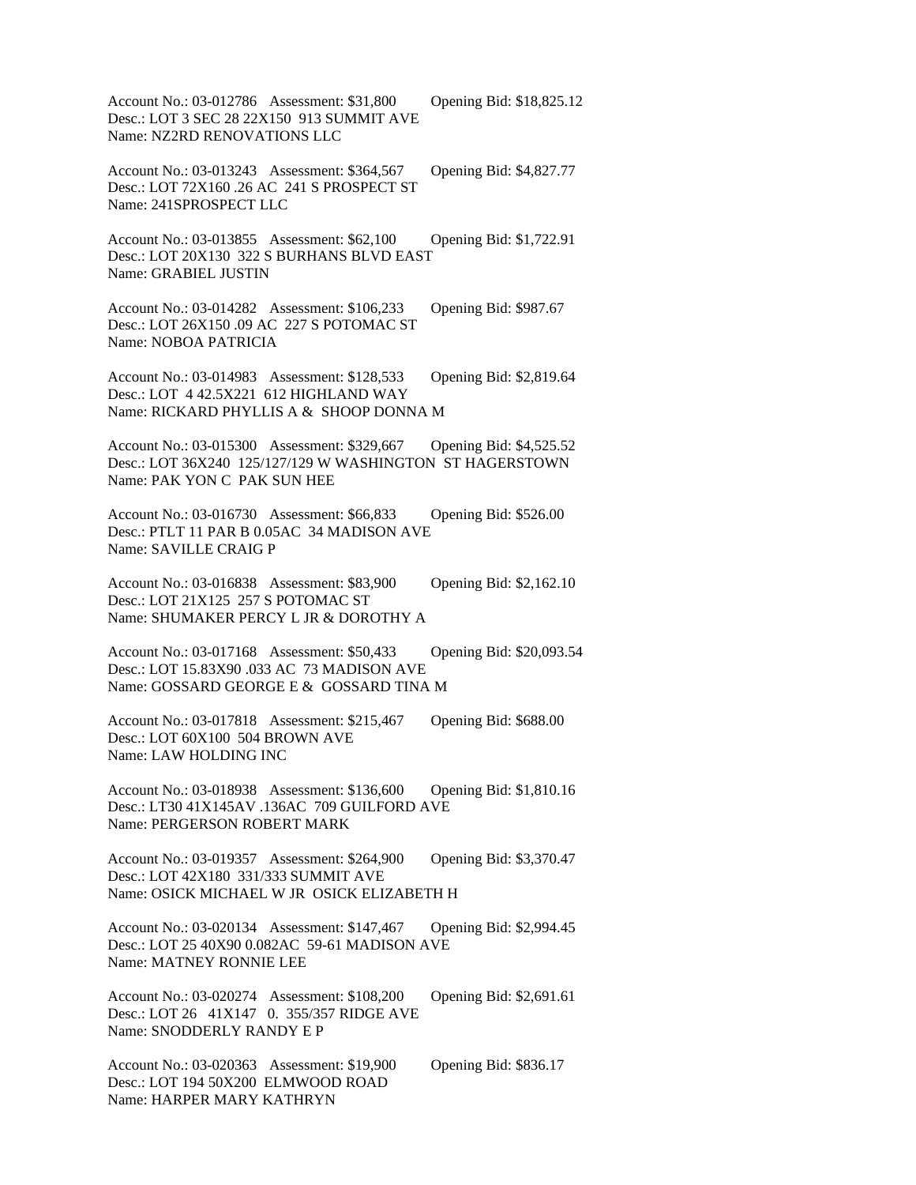Account No.: 03-012786 Assessment: $31,800 Opening Bid: $18,825.12
Desc.: LOT 3 SEC 28 22X150 913 SUMMIT AVE
Name: NZ2RD RENOVATIONS LLC

Account No.: 03-013243 Assessment: $364,567 Opening Bid: $4,827.77
Desc.: LOT 72X160 .26 AC 241 S PROSPECT ST
Name: 241SPROSPECT LLC

Account No.: 03-013855 Assessment: $62,100 Opening Bid: $1,722.91
Desc.: LOT 20X130 322 S BURHANS BLVD EAST
Name: GRABIEL JUSTIN

Account No.: 03-014282 Assessment: $106,233 Opening Bid: $987.67
Desc.: LOT 26X150 .09 AC 227 S POTOMAC ST
Name: NOBOA PATRICIA

Account No.: 03-014983 Assessment: $128,533 Opening Bid: $2,819.64
Desc.: LOT 4 42.5X221 612 HIGHLAND WAY
Name: RICKARD PHYLLIS A & SHOOP DONNA M

Account No.: 03-015300 Assessment: $329,667 Opening Bid: $4,525.52
Desc.: LOT 36X240 125/127/129 W WASHINGTON ST HAGERSTOWN
Name: PAK YON C PAK SUN HEE

Account No.: 03-016730 Assessment: $66,833 Opening Bid: $526.00
Desc.: PTLT 11 PAR B 0.05AC 34 MADISON AVE
Name: SAVILLE CRAIG P

Account No.: 03-016838 Assessment: $83,900 Opening Bid: $2,162.10
Desc.: LOT 21X125 257 S POTOMAC ST
Name: SHUMAKER PERCY L JR & DOROTHY A

Account No.: 03-017168 Assessment: $50,433 Opening Bid: $20,093.54
Desc.: LOT 15.83X90 .033 AC 73 MADISON AVE
Name: GOSSARD GEORGE E & GOSSARD TINA M

Account No.: 03-017818 Assessment: $215,467 Opening Bid: $688.00
Desc.: LOT 60X100 504 BROWN AVE
Name: LAW HOLDING INC

Account No.: 03-018938 Assessment: $136,600 Opening Bid: $1,810.16
Desc.: LT30 41X145AV .136AC 709 GUILFORD AVE
Name: PERGERSON ROBERT MARK

Account No.: 03-019357 Assessment: $264,900 Opening Bid: $3,370.47
Desc.: LOT 42X180 331/333 SUMMIT AVE
Name: OSICK MICHAEL W JR OSICK ELIZABETH H

Account No.: 03-020134 Assessment: $147,467 Opening Bid: $2,994.45
Desc.: LOT 25 40X90 0.082AC 59-61 MADISON AVE
Name: MATNEY RONNIE LEE

Account No.: 03-020274 Assessment: $108,200 Opening Bid: $2,691.61
Desc.: LOT 26 41X147 0. 355/357 RIDGE AVE
Name: SNODDERLY RANDY E P

Account No.: 03-020363 Assessment: $19,900 Opening Bid: $836.17
Desc.: LOT 194 50X200 ELMWOOD ROAD
Name: HARPER MARY KATHRYN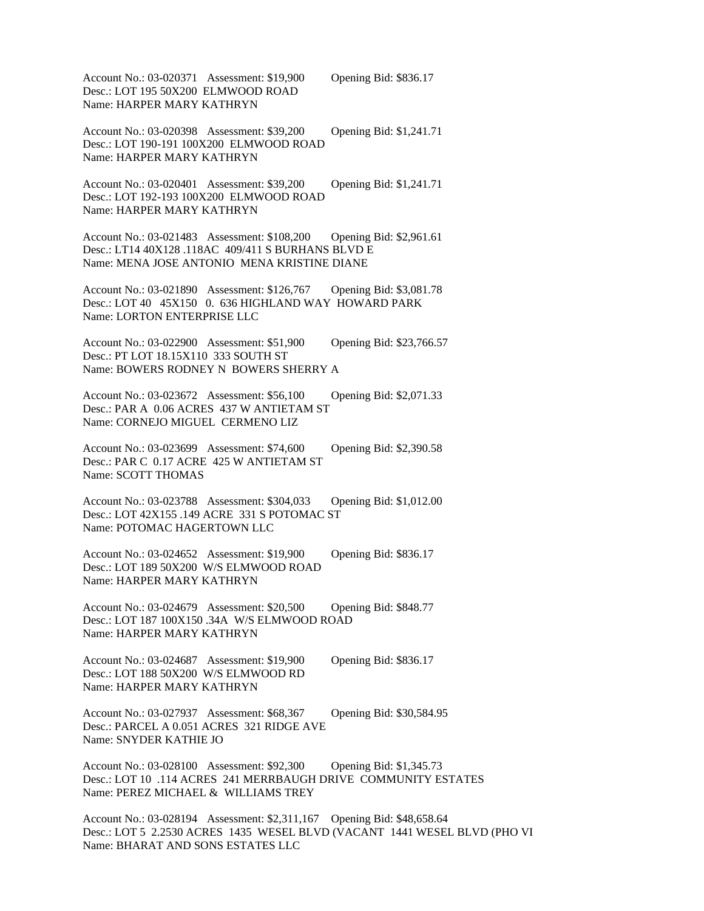Account No.: 03-020371 Assessment: $19,900 Opening Bid: $836.17
Desc.: LOT 195 50X200 ELMWOOD ROAD
Name: HARPER MARY KATHRYN

Account No.: 03-020398 Assessment: $39,200 Opening Bid: $1,241.71
Desc.: LOT 190-191 100X200 ELMWOOD ROAD
Name: HARPER MARY KATHRYN

Account No.: 03-020401 Assessment: $39,200 Opening Bid: $1,241.71
Desc.: LOT 192-193 100X200 ELMWOOD ROAD
Name: HARPER MARY KATHRYN

Account No.: 03-021483 Assessment: $108,200 Opening Bid: $2,961.61
Desc.: LT14 40X128 .118AC 409/411 S BURHANS BLVD E
Name: MENA JOSE ANTONIO MENA KRISTINE DIANE

Account No.: 03-021890 Assessment: $126,767 Opening Bid: $3,081.78
Desc.: LOT 40 45X150 0. 636 HIGHLAND WAY HOWARD PARK
Name: LORTON ENTERPRISE LLC

Account No.: 03-022900 Assessment: $51,900 Opening Bid: $23,766.57
Desc.: PT LOT 18.15X110 333 SOUTH ST
Name: BOWERS RODNEY N BOWERS SHERRY A

Account No.: 03-023672 Assessment: $56,100 Opening Bid: $2,071.33
Desc.: PAR A 0.06 ACRES 437 W ANTIETAM ST
Name: CORNEJO MIGUEL CERMENO LIZ

Account No.: 03-023699 Assessment: $74,600 Opening Bid: $2,390.58
Desc.: PAR C 0.17 ACRE 425 W ANTIETAM ST
Name: SCOTT THOMAS

Account No.: 03-023788 Assessment: $304,033 Opening Bid: $1,012.00
Desc.: LOT 42X155 .149 ACRE 331 S POTOMAC ST
Name: POTOMAC HAGERTOWN LLC

Account No.: 03-024652 Assessment: $19,900 Opening Bid: $836.17
Desc.: LOT 189 50X200 W/S ELMWOOD ROAD
Name: HARPER MARY KATHRYN

Account No.: 03-024679 Assessment: $20,500 Opening Bid: $848.77
Desc.: LOT 187 100X150 .34A W/S ELMWOOD ROAD
Name: HARPER MARY KATHRYN

Account No.: 03-024687 Assessment: $19,900 Opening Bid: $836.17
Desc.: LOT 188 50X200 W/S ELMWOOD RD
Name: HARPER MARY KATHRYN

Account No.: 03-027937 Assessment: $68,367 Opening Bid: $30,584.95
Desc.: PARCEL A 0.051 ACRES 321 RIDGE AVE
Name: SNYDER KATHIE JO

Account No.: 03-028100 Assessment: $92,300 Opening Bid: $1,345.73
Desc.: LOT 10 .114 ACRES 241 MERRBAUGH DRIVE COMMUNITY ESTATES
Name: PEREZ MICHAEL & WILLIAMS TREY

Account No.: 03-028194 Assessment: $2,311,167 Opening Bid: $48,658.64
Desc.: LOT 5 2.2530 ACRES 1435 WESEL BLVD (VACANT 1441 WESEL BLVD (PHO VI
Name: BHARAT AND SONS ESTATES LLC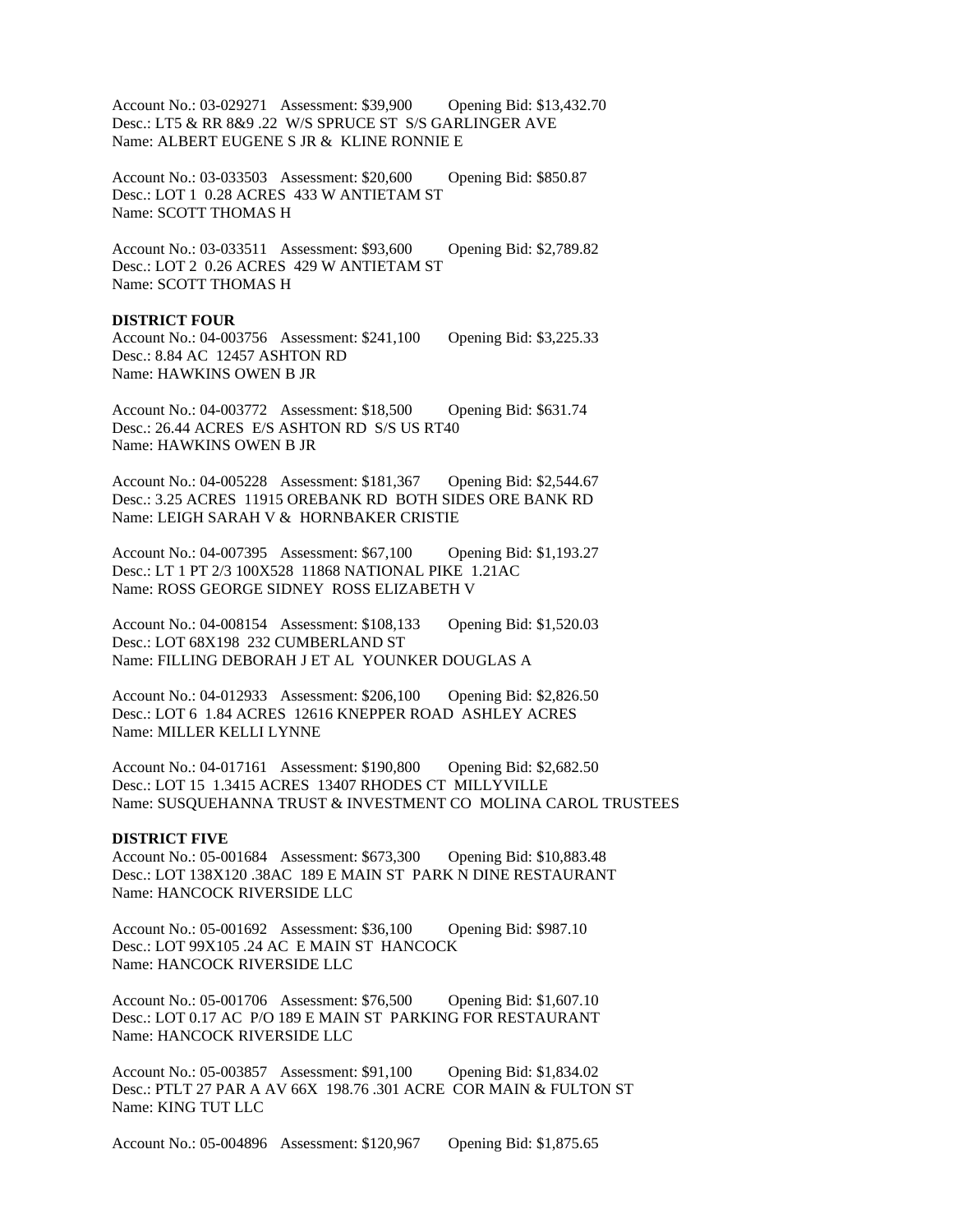Account No.: 03-029271 Assessment: $39,900 Opening Bid: $13,432.70
Desc.: LT5 & RR 8&9 .22 W/S SPRUCE ST S/S GARLINGER AVE
Name: ALBERT EUGENE S JR & KLINE RONNIE E

Account No.: 03-033503 Assessment: $20,600 Opening Bid: $850.87
Desc.: LOT 1 0.28 ACRES 433 W ANTIETAM ST
Name: SCOTT THOMAS H

Account No.: 03-033511 Assessment: $93,600 Opening Bid: $2,789.82
Desc.: LOT 2 0.26 ACRES 429 W ANTIETAM ST
Name: SCOTT THOMAS H

**DISTRICT FOUR**

Account No.: 04-003756 Assessment: $241,100 Opening Bid: $3,225.33
Desc.: 8.84 AC 12457 ASHTON RD
Name: HAWKINS OWEN B JR

Account No.: 04-003772 Assessment: $18,500 Opening Bid: $631.74
Desc.: 26.44 ACRES E/S ASHTON RD S/S US RT40
Name: HAWKINS OWEN B JR

Account No.: 04-005228 Assessment: $181,367 Opening Bid: $2,544.67
Desc.: 3.25 ACRES 11915 OREBANK RD BOTH SIDES ORE BANK RD
Name: LEIGH SARAH V & HORNBAKER CRISTIE

Account No.: 04-007395 Assessment: $67,100 Opening Bid: $1,193.27
Desc.: LT 1 PT 2/3 100X528 11868 NATIONAL PIKE 1.21AC
Name: ROSS GEORGE SIDNEY ROSS ELIZABETH V

Account No.: 04-008154 Assessment: $108,133 Opening Bid: $1,520.03
Desc.: LOT 68X198 232 CUMBERLAND ST
Name: FILLING DEBORAH J ET AL YOUNKER DOUGLAS A

Account No.: 04-012933 Assessment: $206,100 Opening Bid: $2,826.50
Desc.: LOT 6 1.84 ACRES 12616 KNEPPER ROAD ASHLEY ACRES
Name: MILLER KELLI LYNNE

Account No.: 04-017161 Assessment: $190,800 Opening Bid: $2,682.50
Desc.: LOT 15 1.3415 ACRES 13407 RHODES CT MILLYVILLE
Name: SUSQUEHANNA TRUST & INVESTMENT CO MOLINA CAROL TRUSTEES

**DISTRICT FIVE**

Account No.: 05-001684 Assessment: $673,300 Opening Bid: $10,883.48
Desc.: LOT 138X120 .38AC 189 E MAIN ST PARK N DINE RESTAURANT
Name: HANCOCK RIVERSIDE LLC

Account No.: 05-001692 Assessment: $36,100 Opening Bid: $987.10
Desc.: LOT 99X105 .24 AC E MAIN ST HANCOCK
Name: HANCOCK RIVERSIDE LLC

Account No.: 05-001706 Assessment: $76,500 Opening Bid: $1,607.10
Desc.: LOT 0.17 AC P/O 189 E MAIN ST PARKING FOR RESTAURANT
Name: HANCOCK RIVERSIDE LLC

Account No.: 05-003857 Assessment: $91,100 Opening Bid: $1,834.02
Desc.: PTLT 27 PAR A AV 66X 198.76 .301 ACRE COR MAIN & FULTON ST
Name: KING TUT LLC

Account No.: 05-004896 Assessment: $120,967 Opening Bid: $1,875.65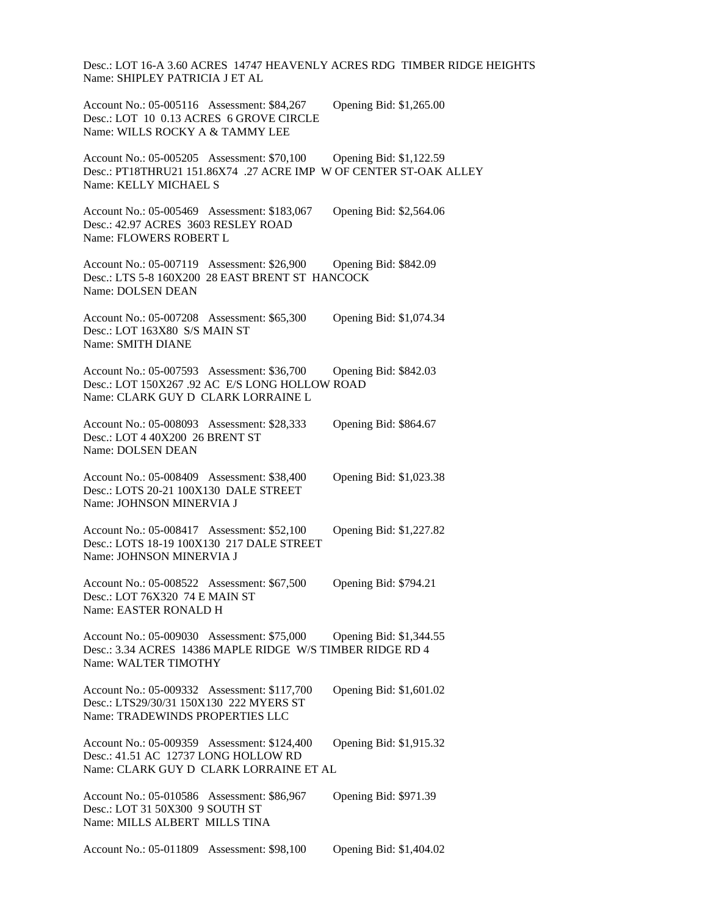Desc.: LOT 16-A 3.60 ACRES 14747 HEAVENLY ACRES RDG TIMBER RIDGE HEIGHTS
Name: SHIPLEY PATRICIA J ET AL

Account No.: 05-005116 Assessment: $84,267 Opening Bid: $1,265.00
Desc.: LOT 10 0.13 ACRES 6 GROVE CIRCLE
Name: WILLS ROCKY A & TAMMY LEE

Account No.: 05-005205 Assessment: $70,100 Opening Bid: $1,122.59
Desc.: PT18THRU21 151.86X74 .27 ACRE IMP W OF CENTER ST-OAK ALLEY
Name: KELLY MICHAEL S

Account No.: 05-005469 Assessment: $183,067 Opening Bid: $2,564.06
Desc.: 42.97 ACRES 3603 RESLEY ROAD
Name: FLOWERS ROBERT L

Account No.: 05-007119 Assessment: $26,900 Opening Bid: $842.09
Desc.: LTS 5-8 160X200 28 EAST BRENT ST HANCOCK
Name: DOLSEN DEAN

Account No.: 05-007208 Assessment: $65,300 Opening Bid: $1,074.34
Desc.: LOT 163X80 S/S MAIN ST
Name: SMITH DIANE

Account No.: 05-007593 Assessment: $36,700 Opening Bid: $842.03
Desc.: LOT 150X267 .92 AC E/S LONG HOLLOW ROAD
Name: CLARK GUY D CLARK LORRAINE L

Account No.: 05-008093 Assessment: $28,333 Opening Bid: $864.67
Desc.: LOT 4 40X200 26 BRENT ST
Name: DOLSEN DEAN

Account No.: 05-008409 Assessment: $38,400 Opening Bid: $1,023.38
Desc.: LOTS 20-21 100X130 DALE STREET
Name: JOHNSON MINERVIA J

Account No.: 05-008417 Assessment: $52,100 Opening Bid: $1,227.82
Desc.: LOTS 18-19 100X130 217 DALE STREET
Name: JOHNSON MINERVIA J

Account No.: 05-008522 Assessment: $67,500 Opening Bid: $794.21
Desc.: LOT 76X320 74 E MAIN ST
Name: EASTER RONALD H

Account No.: 05-009030 Assessment: $75,000 Opening Bid: $1,344.55
Desc.: 3.34 ACRES 14386 MAPLE RIDGE W/S TIMBER RIDGE RD 4
Name: WALTER TIMOTHY

Account No.: 05-009332 Assessment: $117,700 Opening Bid: $1,601.02
Desc.: LTS29/30/31 150X130 222 MYERS ST
Name: TRADEWINDS PROPERTIES LLC

Account No.: 05-009359 Assessment: $124,400 Opening Bid: $1,915.32
Desc.: 41.51 AC 12737 LONG HOLLOW RD
Name: CLARK GUY D CLARK LORRAINE ET AL

Account No.: 05-010586 Assessment: $86,967 Opening Bid: $971.39
Desc.: LOT 31 50X300 9 SOUTH ST
Name: MILLS ALBERT MILLS TINA

Account No.: 05-011809 Assessment: $98,100 Opening Bid: $1,404.02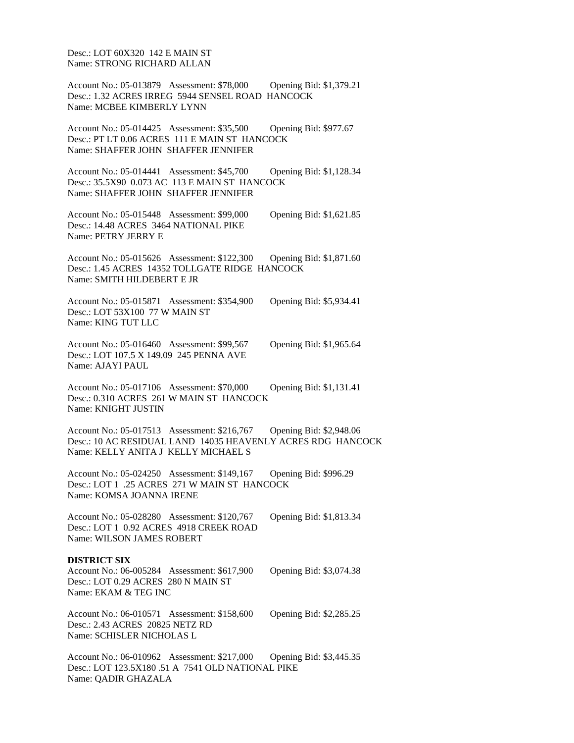Desc.: LOT 60X320 142 E MAIN ST
Name: STRONG RICHARD ALLAN

Account No.: 05-013879 Assessment: $78,000 Opening Bid: $1,379.21
Desc.: 1.32 ACRES IRREG 5944 SENSEL ROAD HANCOCK
Name: MCBEE KIMBERLY LYNN

Account No.: 05-014425 Assessment: $35,500 Opening Bid: $977.67
Desc.: PT LT 0.06 ACRES 111 E MAIN ST HANCOCK
Name: SHAFFER JOHN SHAFFER JENNIFER

Account No.: 05-014441 Assessment: $45,700 Opening Bid: $1,128.34
Desc.: 35.5X90 0.073 AC 113 E MAIN ST HANCOCK
Name: SHAFFER JOHN SHAFFER JENNIFER

Account No.: 05-015448 Assessment: $99,000 Opening Bid: $1,621.85
Desc.: 14.48 ACRES 3464 NATIONAL PIKE
Name: PETRY JERRY E

Account No.: 05-015626 Assessment: $122,300 Opening Bid: $1,871.60
Desc.: 1.45 ACRES 14352 TOLLGATE RIDGE HANCOCK
Name: SMITH HILDEBERT E JR

Account No.: 05-015871 Assessment: $354,900 Opening Bid: $5,934.41
Desc.: LOT 53X100 77 W MAIN ST
Name: KING TUT LLC

Account No.: 05-016460 Assessment: $99,567 Opening Bid: $1,965.64
Desc.: LOT 107.5 X 149.09 245 PENNA AVE
Name: AJAYI PAUL

Account No.: 05-017106 Assessment: $70,000 Opening Bid: $1,131.41
Desc.: 0.310 ACRES 261 W MAIN ST HANCOCK
Name: KNIGHT JUSTIN

Account No.: 05-017513 Assessment: $216,767 Opening Bid: $2,948.06
Desc.: 10 AC RESIDUAL LAND 14035 HEAVENLY ACRES RDG HANCOCK
Name: KELLY ANITA J KELLY MICHAEL S

Account No.: 05-024250 Assessment: $149,167 Opening Bid: $996.29
Desc.: LOT 1 .25 ACRES 271 W MAIN ST HANCOCK
Name: KOMSA JOANNA IRENE

Account No.: 05-028280 Assessment: $120,767 Opening Bid: $1,813.34
Desc.: LOT 1 0.92 ACRES 4918 CREEK ROAD
Name: WILSON JAMES ROBERT

**DISTRICT SIX**

Account No.: 06-005284 Assessment: $617,900 Opening Bid: $3,074.38
Desc.: LOT 0.29 ACRES 280 N MAIN ST
Name: EKAM & TEG INC

Account No.: 06-010571 Assessment: $158,600 Opening Bid: $2,285.25
Desc.: 2.43 ACRES 20825 NETZ RD
Name: SCHISLER NICHOLAS L

Account No.: 06-010962 Assessment: $217,000 Opening Bid: $3,445.35
Desc.: LOT 123.5X180 .51 A 7541 OLD NATIONAL PIKE
Name: QADIR GHAZALA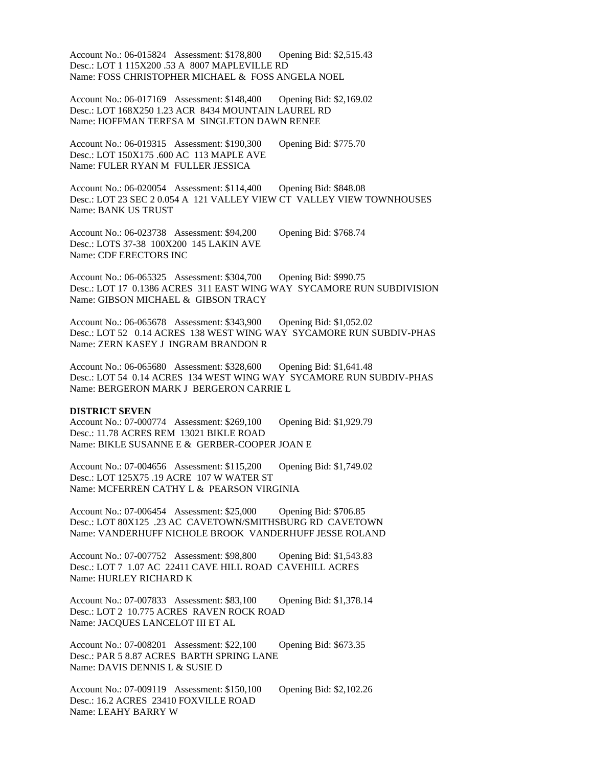Account No.: 06-015824 Assessment: $178,800 Opening Bid: $2,515.43
Desc.: LOT 1 115X200 .53 A 8007 MAPLEVILLE RD
Name: FOSS CHRISTOPHER MICHAEL & FOSS ANGELA NOEL

Account No.: 06-017169 Assessment: $148,400 Opening Bid: $2,169.02
Desc.: LOT 168X250 1.23 ACR 8434 MOUNTAIN LAUREL RD
Name: HOFFMAN TERESA M SINGLETON DAWN RENEE

Account No.: 06-019315 Assessment: $190,300 Opening Bid: $775.70
Desc.: LOT 150X175 .600 AC 113 MAPLE AVE
Name: FULER RYAN M FULLER JESSICA

Account No.: 06-020054 Assessment: $114,400 Opening Bid: $848.08
Desc.: LOT 23 SEC 2 0.054 A 121 VALLEY VIEW CT VALLEY VIEW TOWNHOUSES
Name: BANK US TRUST

Account No.: 06-023738 Assessment: $94,200 Opening Bid: $768.74
Desc.: LOTS 37-38 100X200 145 LAKIN AVE
Name: CDF ERECTORS INC

Account No.: 06-065325 Assessment: $304,700 Opening Bid: $990.75
Desc.: LOT 17 0.1386 ACRES 311 EAST WING WAY SYCAMORE RUN SUBDIVISION
Name: GIBSON MICHAEL & GIBSON TRACY

Account No.: 06-065678 Assessment: $343,900 Opening Bid: $1,052.02
Desc.: LOT 52 0.14 ACRES 138 WEST WING WAY SYCAMORE RUN SUBDIV-PHAS
Name: ZERN KASEY J INGRAM BRANDON R

Account No.: 06-065680 Assessment: $328,600 Opening Bid: $1,641.48
Desc.: LOT 54 0.14 ACRES 134 WEST WING WAY SYCAMORE RUN SUBDIV-PHAS
Name: BERGERON MARK J BERGERON CARRIE L

**DISTRICT SEVEN**

Account No.: 07-000774 Assessment: $269,100 Opening Bid: $1,929.79
Desc.: 11.78 ACRES REM 13021 BIKLE ROAD
Name: BIKLE SUSANNE E & GERBER-COOPER JOAN E

Account No.: 07-004656 Assessment: $115,200 Opening Bid: $1,749.02
Desc.: LOT 125X75 .19 ACRE 107 W WATER ST
Name: MCFERREN CATHY L & PEARSON VIRGINIA

Account No.: 07-006454 Assessment: $25,000 Opening Bid: $706.85
Desc.: LOT 80X125 .23 AC CAVETOWN/SMITHSBURG RD CAVETOWN
Name: VANDERHUFF NICHOLE BROOK VANDERHUFF JESSE ROLAND

Account No.: 07-007752 Assessment: $98,800 Opening Bid: $1,543.83
Desc.: LOT 7 1.07 AC 22411 CAVE HILL ROAD CAVEHILL ACRES
Name: HURLEY RICHARD K

Account No.: 07-007833 Assessment: $83,100 Opening Bid: $1,378.14
Desc.: LOT 2 10.775 ACRES RAVEN ROCK ROAD
Name: JACQUES LANCELOT III ET AL

Account No.: 07-008201 Assessment: $22,100 Opening Bid: $673.35
Desc.: PAR 5 8.87 ACRES BARTH SPRING LANE
Name: DAVIS DENNIS L & SUSIE D

Account No.: 07-009119 Assessment: $150,100 Opening Bid: $2,102.26
Desc.: 16.2 ACRES 23410 FOXVILLE ROAD
Name: LEAHY BARRY W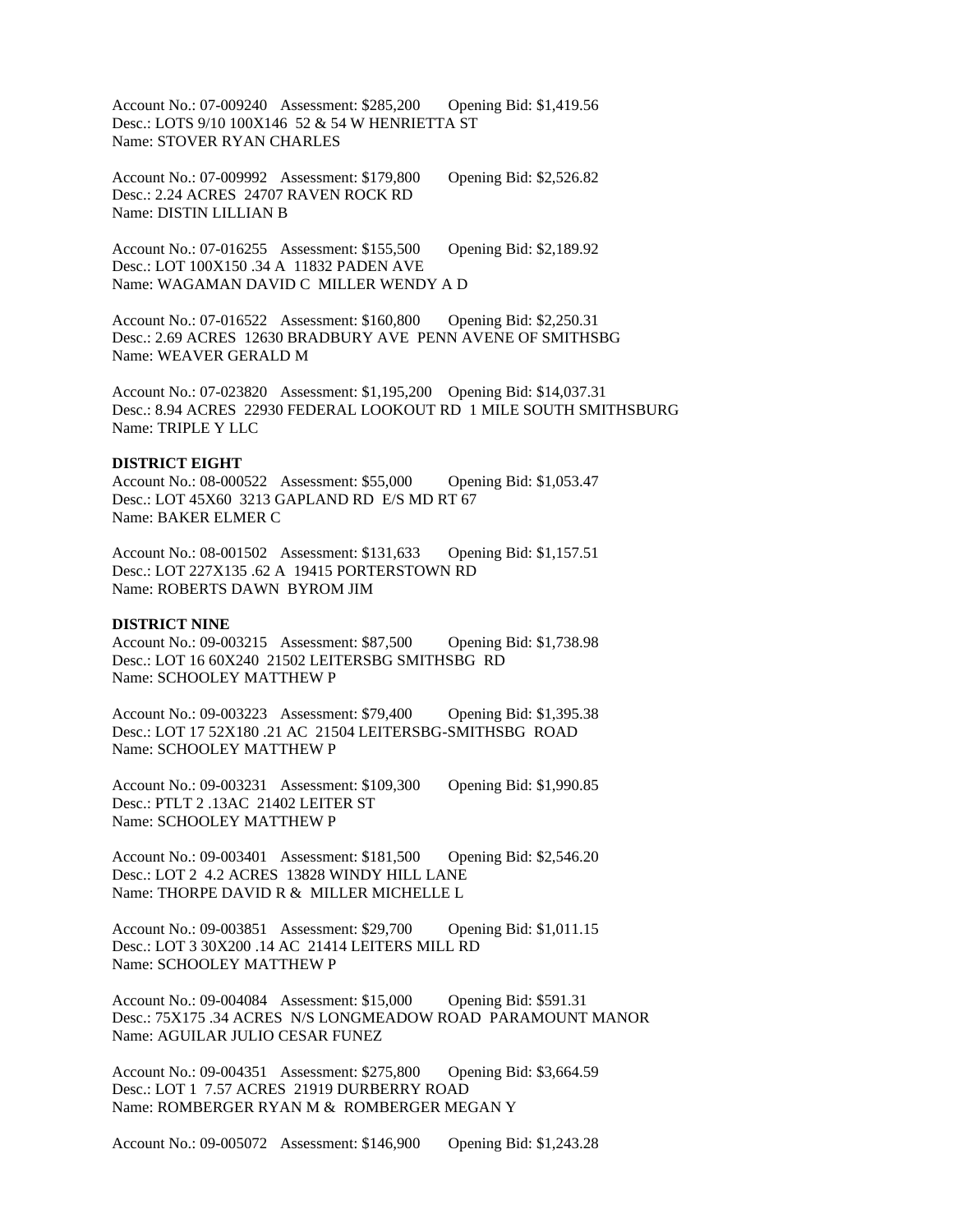Account No.: 07-009240 Assessment: $285,200 Opening Bid: $1,419.56
Desc.: LOTS 9/10 100X146 52 & 54 W HENRIETTA ST
Name: STOVER RYAN CHARLES

Account No.: 07-009992 Assessment: $179,800 Opening Bid: $2,526.82
Desc.: 2.24 ACRES 24707 RAVEN ROCK RD
Name: DISTIN LILLIAN B

Account No.: 07-016255 Assessment: $155,500 Opening Bid: $2,189.92
Desc.: LOT 100X150 .34 A 11832 PADEN AVE
Name: WAGAMAN DAVID C MILLER WENDY A D

Account No.: 07-016522 Assessment: $160,800 Opening Bid: $2,250.31
Desc.: 2.69 ACRES 12630 BRADBURY AVE PENN AVENE OF SMITHSBG
Name: WEAVER GERALD M

Account No.: 07-023820 Assessment: $1,195,200 Opening Bid: $14,037.31
Desc.: 8.94 ACRES 22930 FEDERAL LOOKOUT RD 1 MILE SOUTH SMITHSBURG
Name: TRIPLE Y LLC

**DISTRICT EIGHT**

Account No.: 08-000522 Assessment: $55,000 Opening Bid: $1,053.47
Desc.: LOT 45X60 3213 GAPLAND RD E/S MD RT 67
Name: BAKER ELMER C

Account No.: 08-001502 Assessment: $131,633 Opening Bid: $1,157.51
Desc.: LOT 227X135 .62 A 19415 PORTERSTOWN RD
Name: ROBERTS DAWN BYROM JIM

**DISTRICT NINE**

Account No.: 09-003215 Assessment: $87,500 Opening Bid: $1,738.98
Desc.: LOT 16 60X240 21502 LEITERSBG SMITHSBG RD
Name: SCHOOLEY MATTHEW P

Account No.: 09-003223 Assessment: $79,400 Opening Bid: $1,395.38
Desc.: LOT 17 52X180 .21 AC 21504 LEITERSBG-SMITHSBG ROAD
Name: SCHOOLEY MATTHEW P

Account No.: 09-003231 Assessment: $109,300 Opening Bid: $1,990.85
Desc.: PTLT 2 .13AC 21402 LEITER ST
Name: SCHOOLEY MATTHEW P

Account No.: 09-003401 Assessment: $181,500 Opening Bid: $2,546.20
Desc.: LOT 2 4.2 ACRES 13828 WINDY HILL LANE
Name: THORPE DAVID R & MILLER MICHELLE L

Account No.: 09-003851 Assessment: $29,700 Opening Bid: $1,011.15
Desc.: LOT 3 30X200 .14 AC 21414 LEITERS MILL RD
Name: SCHOOLEY MATTHEW P

Account No.: 09-004084 Assessment: $15,000 Opening Bid: $591.31
Desc.: 75X175 .34 ACRES N/S LONGMEADOW ROAD PARAMOUNT MANOR
Name: AGUILAR JULIO CESAR FUNEZ

Account No.: 09-004351 Assessment: $275,800 Opening Bid: $3,664.59
Desc.: LOT 1 7.57 ACRES 21919 DURBERRY ROAD
Name: ROMBERGER RYAN M & ROMBERGER MEGAN Y

Account No.: 09-005072 Assessment: $146,900 Opening Bid: $1,243.28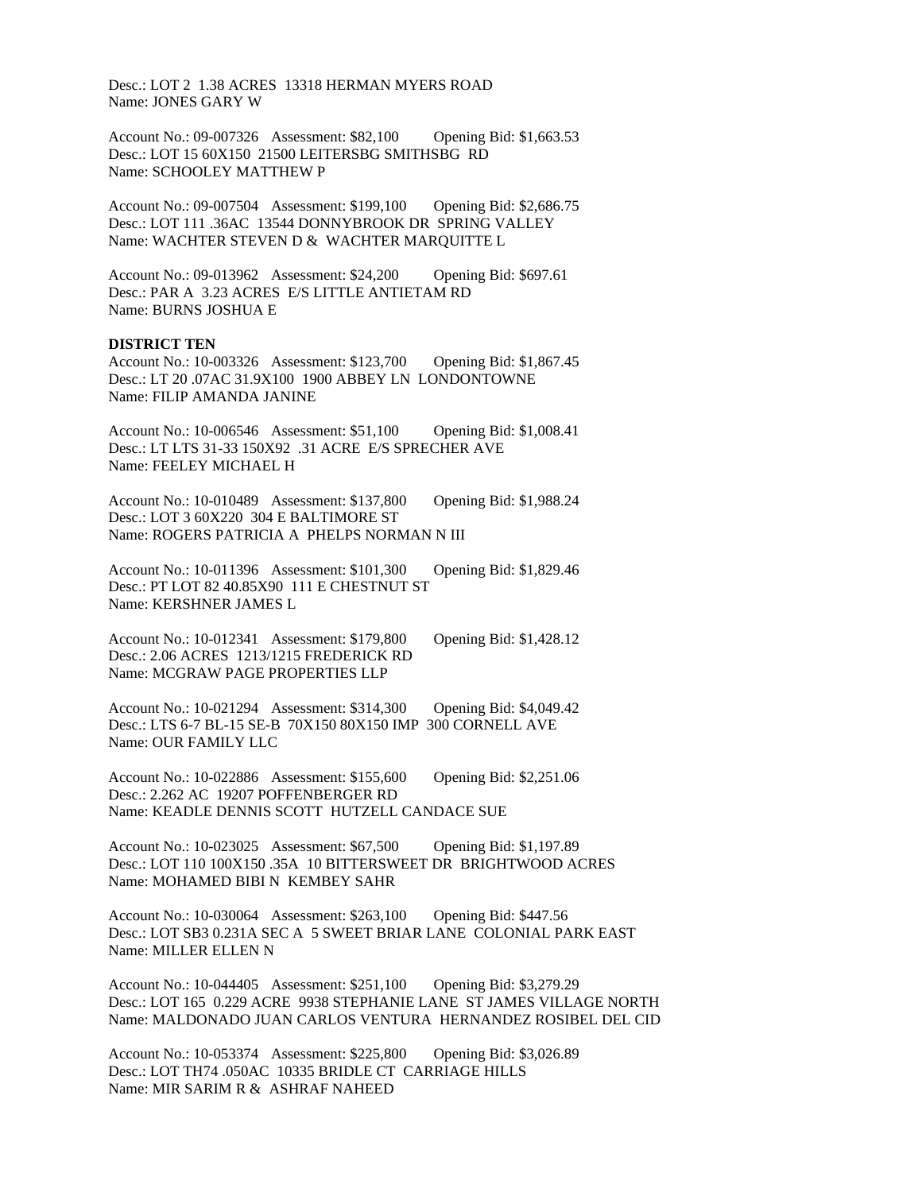Desc.: LOT 2 1.38 ACRES 13318 HERMAN MYERS ROAD
Name: JONES GARY W

Account No.: 09-007326 Assessment: $82,100 Opening Bid: $1,663.53
Desc.: LOT 15 60X150 21500 LEITERSBG SMITHSBG RD
Name: SCHOOLEY MATTHEW P

Account No.: 09-007504 Assessment: $199,100 Opening Bid: $2,686.75
Desc.: LOT 111 .36AC 13544 DONNYBROOK DR SPRING VALLEY
Name: WACHTER STEVEN D & WACHTER MARQUITTE L

Account No.: 09-013962 Assessment: $24,200 Opening Bid: $697.61
Desc.: PAR A 3.23 ACRES E/S LITTLE ANTIETAM RD
Name: BURNS JOSHUA E

**DISTRICT TEN**

Account No.: 10-003326 Assessment: $123,700 Opening Bid: $1,867.45
Desc.: LT 20 .07AC 31.9X100 1900 ABBEY LN LONDONTOWNE
Name: FILIP AMANDA JANINE

Account No.: 10-006546 Assessment: $51,100 Opening Bid: $1,008.41
Desc.: LT LTS 31-33 150X92 .31 ACRE E/S SPRECHER AVE
Name: FEELEY MICHAEL H

Account No.: 10-010489 Assessment: $137,800 Opening Bid: $1,988.24
Desc.: LOT 3 60X220 304 E BALTIMORE ST
Name: ROGERS PATRICIA A PHELPS NORMAN N III

Account No.: 10-011396 Assessment: $101,300 Opening Bid: $1,829.46
Desc.: PT LOT 82 40.85X90 111 E CHESTNUT ST
Name: KERSHNER JAMES L

Account No.: 10-012341 Assessment: $179,800 Opening Bid: $1,428.12
Desc.: 2.06 ACRES 1213/1215 FREDERICK RD
Name: MCGRAW PAGE PROPERTIES LLP

Account No.: 10-021294 Assessment: $314,300 Opening Bid: $4,049.42
Desc.: LTS 6-7 BL-15 SE-B 70X150 80X150 IMP 300 CORNELL AVE
Name: OUR FAMILY LLC

Account No.: 10-022886 Assessment: $155,600 Opening Bid: $2,251.06
Desc.: 2.262 AC 19207 POFFENBERGER RD
Name: KEADLE DENNIS SCOTT HUTZELL CANDACE SUE

Account No.: 10-023025 Assessment: $67,500 Opening Bid: $1,197.89
Desc.: LOT 110 100X150 .35A 10 BITTERSWEET DR BRIGHTWOOD ACRES
Name: MOHAMED BIBI N KEMBEY SAHR

Account No.: 10-030064 Assessment: $263,100 Opening Bid: $447.56
Desc.: LOT SB3 0.231A SEC A 5 SWEET BRIAR LANE COLONIAL PARK EAST
Name: MILLER ELLEN N

Account No.: 10-044405 Assessment: $251,100 Opening Bid: $3,279.29
Desc.: LOT 165 0.229 ACRE 9938 STEPHANIE LANE ST JAMES VILLAGE NORTH
Name: MALDONADO JUAN CARLOS VENTURA HERNANDEZ ROSIBEL DEL CID

Account No.: 10-053374 Assessment: $225,800 Opening Bid: $3,026.89
Desc.: LOT TH74 .050AC 10335 BRIDLE CT CARRIAGE HILLS
Name: MIR SARIM R & ASHRAF NAHEED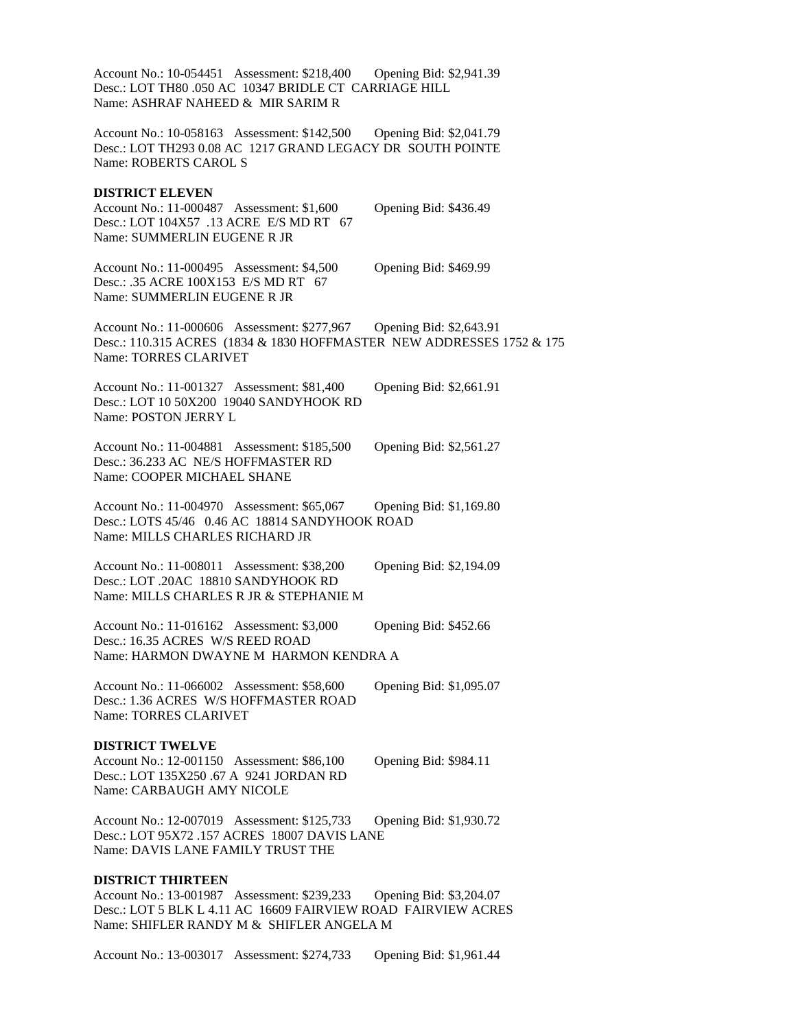Account No.: 10-054451 Assessment: $218,400 Opening Bid: $2,941.39
Desc.: LOT TH80 .050 AC 10347 BRIDLE CT CARRIAGE HILL
Name: ASHRAF NAHEED & MIR SARIM R

Account No.: 10-058163 Assessment: $142,500 Opening Bid: $2,041.79
Desc.: LOT TH293 0.08 AC 1217 GRAND LEGACY DR SOUTH POINTE
Name: ROBERTS CAROL S

**DISTRICT ELEVEN**

Account No.: 11-000487 Assessment: $1,600 Opening Bid: $436.49
Desc.: LOT 104X57 .13 ACRE E/S MD RT 67
Name: SUMMERLIN EUGENE R JR

Account No.: 11-000495 Assessment: $4,500 Opening Bid: $469.99
Desc.: .35 ACRE 100X153 E/S MD RT 67
Name: SUMMERLIN EUGENE R JR

Account No.: 11-000606 Assessment: $277,967 Opening Bid: $2,643.91
Desc.: 110.315 ACRES (1834 & 1830 HOFFMASTER NEW ADDRESSES 1752 & 175
Name: TORRES CLARIVET

Account No.: 11-001327 Assessment: $81,400 Opening Bid: $2,661.91
Desc.: LOT 10 50X200 19040 SANDYHOOK RD
Name: POSTON JERRY L

Account No.: 11-004881 Assessment: $185,500 Opening Bid: $2,561.27
Desc.: 36.233 AC NE/S HOFFMASTER RD
Name: COOPER MICHAEL SHANE

Account No.: 11-004970 Assessment: $65,067 Opening Bid: $1,169.80
Desc.: LOTS 45/46 0.46 AC 18814 SANDYHOOK ROAD
Name: MILLS CHARLES RICHARD JR

Account No.: 11-008011 Assessment: $38,200 Opening Bid: $2,194.09
Desc.: LOT .20AC 18810 SANDYHOOK RD
Name: MILLS CHARLES R JR & STEPHANIE M

Account No.: 11-016162 Assessment: $3,000 Opening Bid: $452.66
Desc.: 16.35 ACRES W/S REED ROAD
Name: HARMON DWAYNE M HARMON KENDRA A

Account No.: 11-066002 Assessment: $58,600 Opening Bid: $1,095.07
Desc.: 1.36 ACRES W/S HOFFMASTER ROAD
Name: TORRES CLARIVET

**DISTRICT TWELVE**

Account No.: 12-001150 Assessment: $86,100 Opening Bid: $984.11
Desc.: LOT 135X250 .67 A 9241 JORDAN RD
Name: CARBAUGH AMY NICOLE

Account No.: 12-007019 Assessment: $125,733 Opening Bid: $1,930.72
Desc.: LOT 95X72 .157 ACRES 18007 DAVIS LANE
Name: DAVIS LANE FAMILY TRUST THE

**DISTRICT THIRTEEN**

Account No.: 13-001987 Assessment: $239,233 Opening Bid: $3,204.07
Desc.: LOT 5 BLK L 4.11 AC 16609 FAIRVIEW ROAD FAIRVIEW ACRES
Name: SHIFLER RANDY M & SHIFLER ANGELA M

Account No.: 13-003017 Assessment: $274,733 Opening Bid: $1,961.44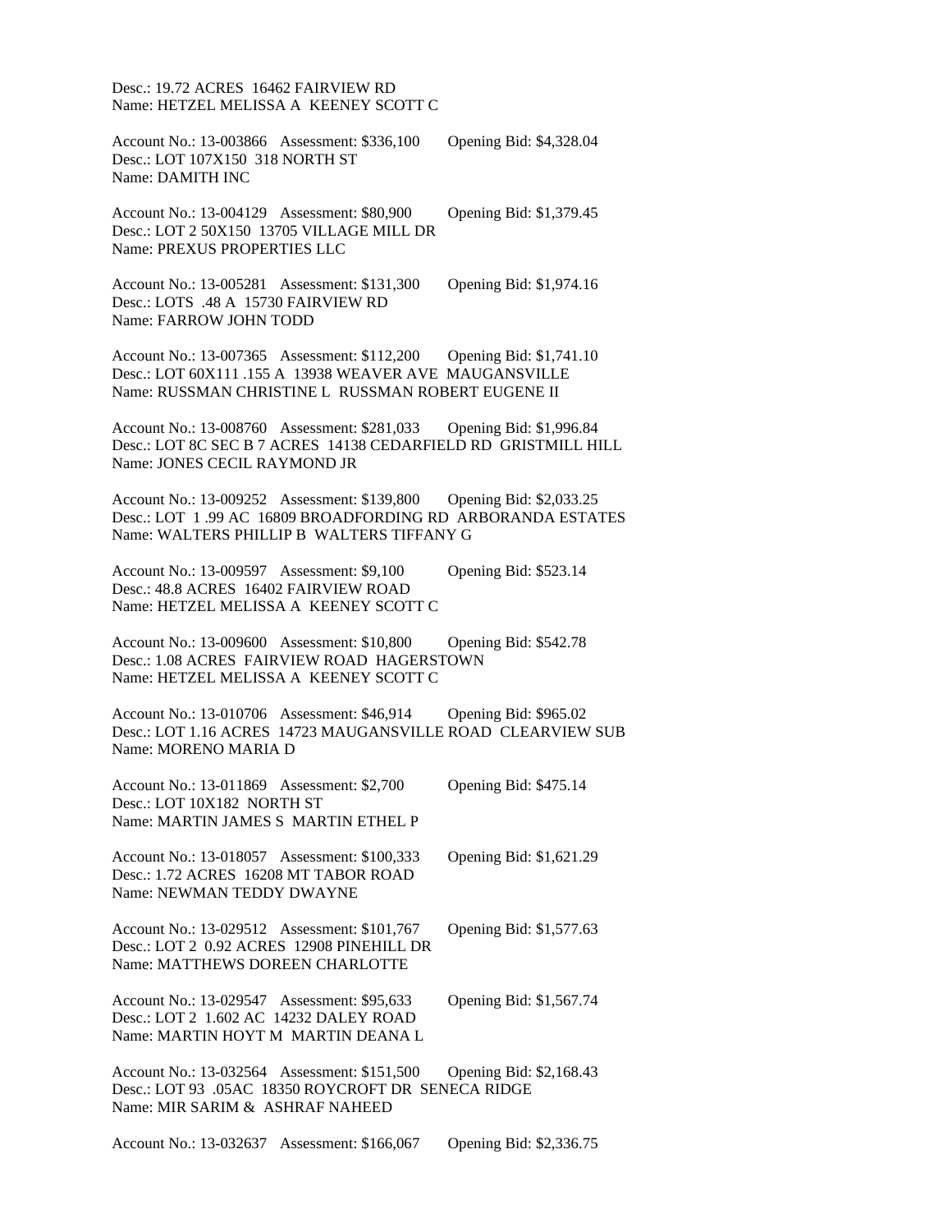Desc.: 19.72 ACRES 16462 FAIRVIEW RD
Name: HETZEL MELISSA A KEENEY SCOTT C

Account No.: 13-003866 Assessment: $336,100 Opening Bid: $4,328.04
Desc.: LOT 107X150 318 NORTH ST
Name: DAMITH INC

Account No.: 13-004129 Assessment: $80,900 Opening Bid: $1,379.45
Desc.: LOT 2 50X150 13705 VILLAGE MILL DR
Name: PREXUS PROPERTIES LLC

Account No.: 13-005281 Assessment: $131,300 Opening Bid: $1,974.16
Desc.: LOTS .48 A 15730 FAIRVIEW RD
Name: FARROW JOHN TODD

Account No.: 13-007365 Assessment: $112,200 Opening Bid: $1,741.10
Desc.: LOT 60X111 .155 A 13938 WEAVER AVE MAUGANSVILLE
Name: RUSSMAN CHRISTINE L RUSSMAN ROBERT EUGENE II

Account No.: 13-008760 Assessment: $281,033 Opening Bid: $1,996.84
Desc.: LOT 8C SEC B 7 ACRES 14138 CEDARFIELD RD GRISTMILL HILL
Name: JONES CECIL RAYMOND JR

Account No.: 13-009252 Assessment: $139,800 Opening Bid: $2,033.25
Desc.: LOT 1 .99 AC 16809 BROADFORDING RD ARBORANDA ESTATES
Name: WALTERS PHILLIP B WALTERS TIFFANY G

Account No.: 13-009597 Assessment: $9,100 Opening Bid: $523.14
Desc.: 48.8 ACRES 16402 FAIRVIEW ROAD
Name: HETZEL MELISSA A KEENEY SCOTT C

Account No.: 13-009600 Assessment: $10,800 Opening Bid: $542.78
Desc.: 1.08 ACRES FAIRVIEW ROAD HAGERSTOWN
Name: HETZEL MELISSA A KEENEY SCOTT C

Account No.: 13-010706 Assessment: $46,914 Opening Bid: $965.02
Desc.: LOT 1.16 ACRES 14723 MAUGANSVILLE ROAD CLEARVIEW SUB
Name: MORENO MARIA D

Account No.: 13-011869 Assessment: $2,700 Opening Bid: $475.14
Desc.: LOT 10X182 NORTH ST
Name: MARTIN JAMES S MARTIN ETHEL P

Account No.: 13-018057 Assessment: $100,333 Opening Bid: $1,621.29
Desc.: 1.72 ACRES 16208 MT TABOR ROAD
Name: NEWMAN TEDDY DWAYNE

Account No.: 13-029512 Assessment: $101,767 Opening Bid: $1,577.63
Desc.: LOT 2 0.92 ACRES 12908 PINEHILL DR
Name: MATTHEWS DOREEN CHARLOTTE

Account No.: 13-029547 Assessment: $95,633 Opening Bid: $1,567.74
Desc.: LOT 2 1.602 AC 14232 DALEY ROAD
Name: MARTIN HOYT M MARTIN DEANA L

Account No.: 13-032564 Assessment: $151,500 Opening Bid: $2,168.43
Desc.: LOT 93 .05AC 18350 ROYCROFT DR SENECA RIDGE
Name: MIR SARIM & ASHRAF NAHEED

Account No.: 13-032637 Assessment: $166,067 Opening Bid: $2,336.75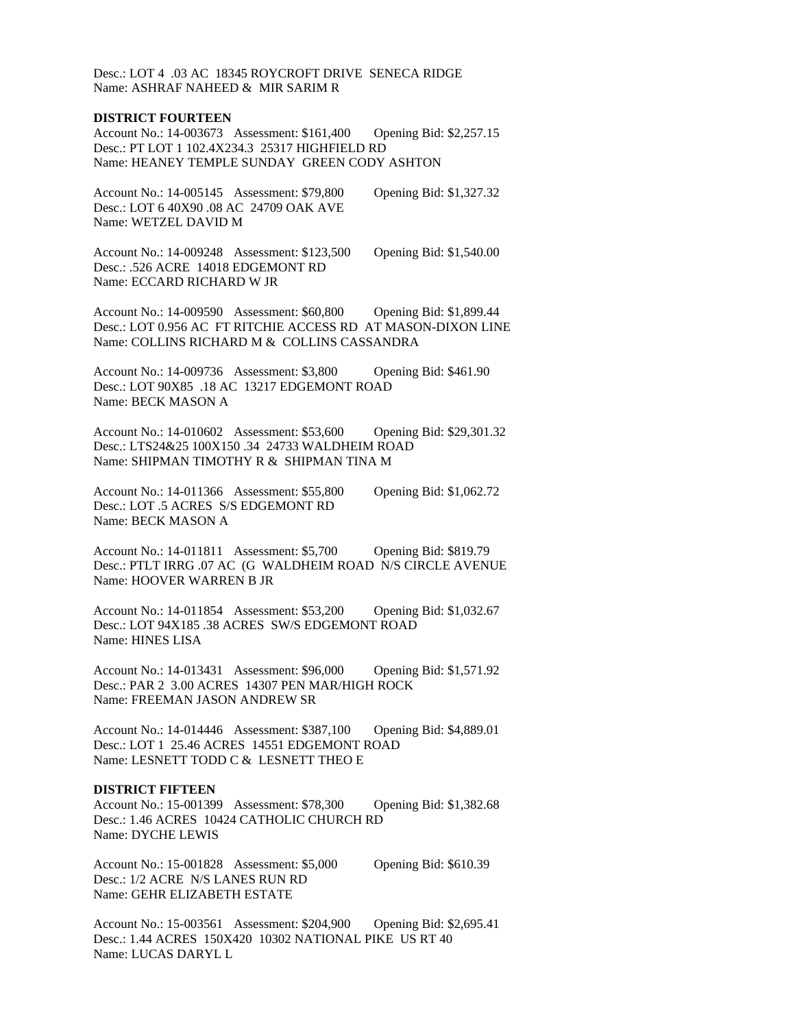Desc.: LOT 4 .03 AC 18345 ROYCROFT DRIVE SENECA RIDGE
Name: ASHRAF NAHEED & MIR SARIM R

**DISTRICT FOURTEEN**

Account No.: 14-003673 Assessment: $161,400 Opening Bid: $2,257.15
Desc.: PT LOT 1 102.4X234.3 25317 HIGHFIELD RD
Name: HEANEY TEMPLE SUNDAY GREEN CODY ASHTON

Account No.: 14-005145 Assessment: $79,800 Opening Bid: $1,327.32
Desc.: LOT 6 40X90 .08 AC 24709 OAK AVE
Name: WETZEL DAVID M

Account No.: 14-009248 Assessment: $123,500 Opening Bid: $1,540.00
Desc.: .526 ACRE 14018 EDGEMONT RD
Name: ECCARD RICHARD W JR

Account No.: 14-009590 Assessment: $60,800 Opening Bid: $1,899.44
Desc.: LOT 0.956 AC FT RITCHIE ACCESS RD AT MASON-DIXON LINE
Name: COLLINS RICHARD M & COLLINS CASSANDRA

Account No.: 14-009736 Assessment: $3,800 Opening Bid: $461.90
Desc.: LOT 90X85 .18 AC 13217 EDGEMONT ROAD
Name: BECK MASON A

Account No.: 14-010602 Assessment: $53,600 Opening Bid: $29,301.32
Desc.: LTS24&25 100X150 .34 24733 WALDHEIM ROAD
Name: SHIPMAN TIMOTHY R & SHIPMAN TINA M

Account No.: 14-011366 Assessment: $55,800 Opening Bid: $1,062.72
Desc.: LOT .5 ACRES S/S EDGEMONT RD
Name: BECK MASON A

Account No.: 14-011811 Assessment: $5,700 Opening Bid: $819.79
Desc.: PTLT IRRG .07 AC (G WALDHEIM ROAD N/S CIRCLE AVENUE
Name: HOOVER WARREN B JR

Account No.: 14-011854 Assessment: $53,200 Opening Bid: $1,032.67
Desc.: LOT 94X185 .38 ACRES SW/S EDGEMONT ROAD
Name: HINES LISA

Account No.: 14-013431 Assessment: $96,000 Opening Bid: $1,571.92
Desc.: PAR 2 3.00 ACRES 14307 PEN MAR/HIGH ROCK
Name: FREEMAN JASON ANDREW SR

Account No.: 14-014446 Assessment: $387,100 Opening Bid: $4,889.01
Desc.: LOT 1 25.46 ACRES 14551 EDGEMONT ROAD
Name: LESNETT TODD C & LESNETT THEO E

**DISTRICT FIFTEEN**

Account No.: 15-001399 Assessment: $78,300 Opening Bid: $1,382.68
Desc.: 1.46 ACRES 10424 CATHOLIC CHURCH RD
Name: DYCHE LEWIS

Account No.: 15-001828 Assessment: $5,000 Opening Bid: $610.39
Desc.: 1/2 ACRE N/S LANES RUN RD
Name: GEHR ELIZABETH ESTATE

Account No.: 15-003561 Assessment: $204,900 Opening Bid: $2,695.41
Desc.: 1.44 ACRES 150X420 10302 NATIONAL PIKE US RT 40
Name: LUCAS DARYL L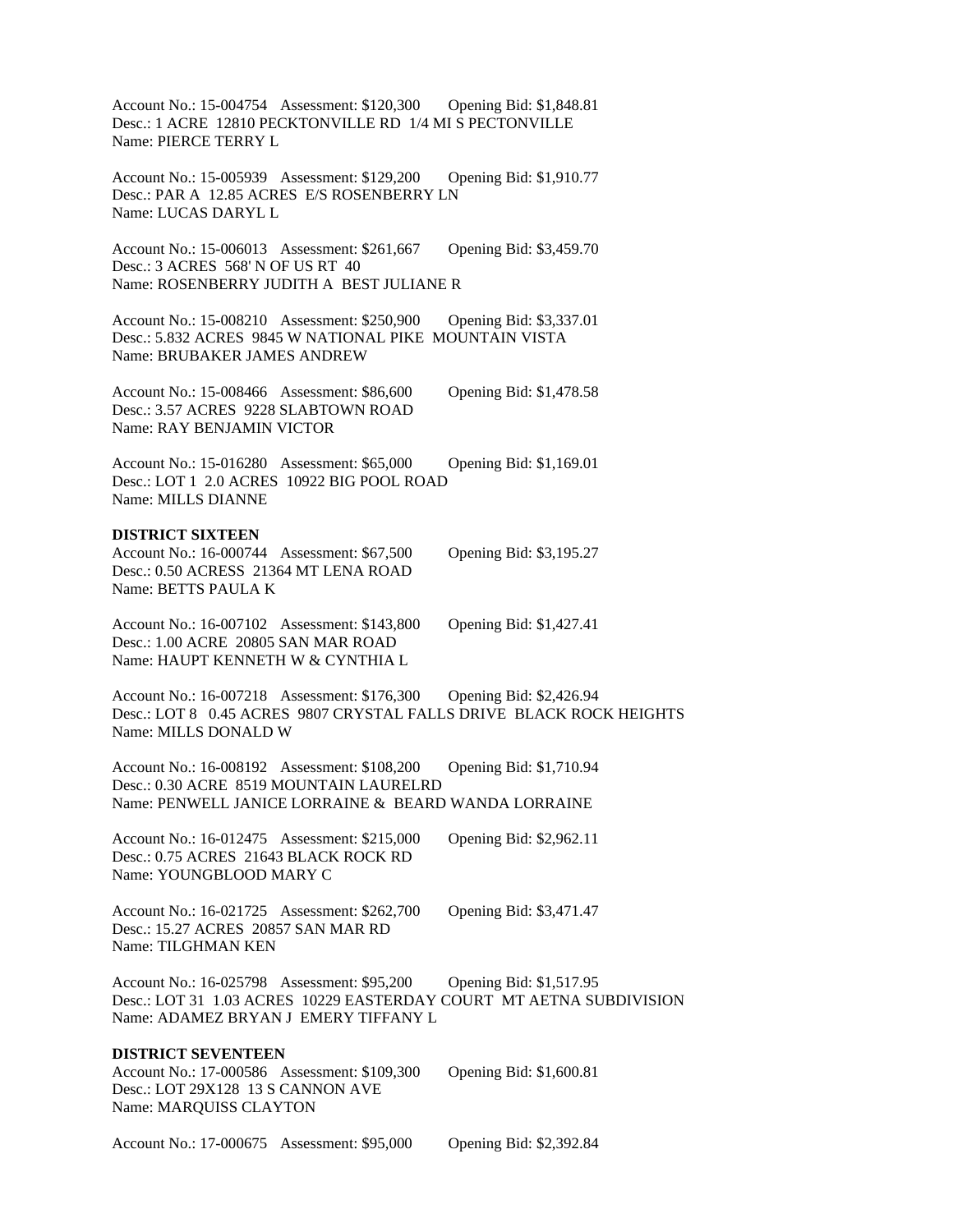Account No.: 15-004754 Assessment: $120,300 Opening Bid: $1,848.81
Desc.: 1 ACRE 12810 PECKTONVILLE RD 1/4 MI S PECTONVILLE
Name: PIERCE TERRY L

Account No.: 15-005939 Assessment: $129,200 Opening Bid: $1,910.77
Desc.: PAR A 12.85 ACRES E/S ROSENBERRY LN
Name: LUCAS DARYL L

Account No.: 15-006013 Assessment: $261,667 Opening Bid: $3,459.70
Desc.: 3 ACRES 568' N OF US RT 40
Name: ROSENBERRY JUDITH A BEST JULIANE R

Account No.: 15-008210 Assessment: $250,900 Opening Bid: $3,337.01
Desc.: 5.832 ACRES 9845 W NATIONAL PIKE MOUNTAIN VISTA
Name: BRUBAKER JAMES ANDREW

Account No.: 15-008466 Assessment: $86,600 Opening Bid: $1,478.58
Desc.: 3.57 ACRES 9228 SLABTOWN ROAD
Name: RAY BENJAMIN VICTOR

Account No.: 15-016280 Assessment: $65,000 Opening Bid: $1,169.01
Desc.: LOT 1 2.0 ACRES 10922 BIG POOL ROAD
Name: MILLS DIANNE

**DISTRICT SIXTEEN**

Account No.: 16-000744 Assessment: $67,500 Opening Bid: $3,195.27
Desc.: 0.50 ACRESS 21364 MT LENA ROAD
Name: BETTS PAULA K

Account No.: 16-007102 Assessment: $143,800 Opening Bid: $1,427.41
Desc.: 1.00 ACRE 20805 SAN MAR ROAD
Name: HAUPT KENNETH W & CYNTHIA L

Account No.: 16-007218 Assessment: $176,300 Opening Bid: $2,426.94
Desc.: LOT 8 0.45 ACRES 9807 CRYSTAL FALLS DRIVE BLACK ROCK HEIGHTS
Name: MILLS DONALD W

Account No.: 16-008192 Assessment: $108,200 Opening Bid: $1,710.94
Desc.: 0.30 ACRE 8519 MOUNTAIN LAURELRD
Name: PENWELL JANICE LORRAINE & BEARD WANDA LORRAINE

Account No.: 16-012475 Assessment: $215,000 Opening Bid: $2,962.11
Desc.: 0.75 ACRES 21643 BLACK ROCK RD
Name: YOUNGBLOOD MARY C

Account No.: 16-021725 Assessment: $262,700 Opening Bid: $3,471.47
Desc.: 15.27 ACRES 20857 SAN MAR RD
Name: TILGHMAN KEN

Account No.: 16-025798 Assessment: $95,200 Opening Bid: $1,517.95
Desc.: LOT 31 1.03 ACRES 10229 EASTERDAY COURT MT AETNA SUBDIVISION
Name: ADAMEZ BRYAN J EMERY TIFFANY L

**DISTRICT SEVENTEEN**

Account No.: 17-000586 Assessment: $109,300 Opening Bid: $1,600.81
Desc.: LOT 29X128 13 S CANNON AVE
Name: MARQUISS CLAYTON

Account No.: 17-000675 Assessment: $95,000 Opening Bid: $2,392.84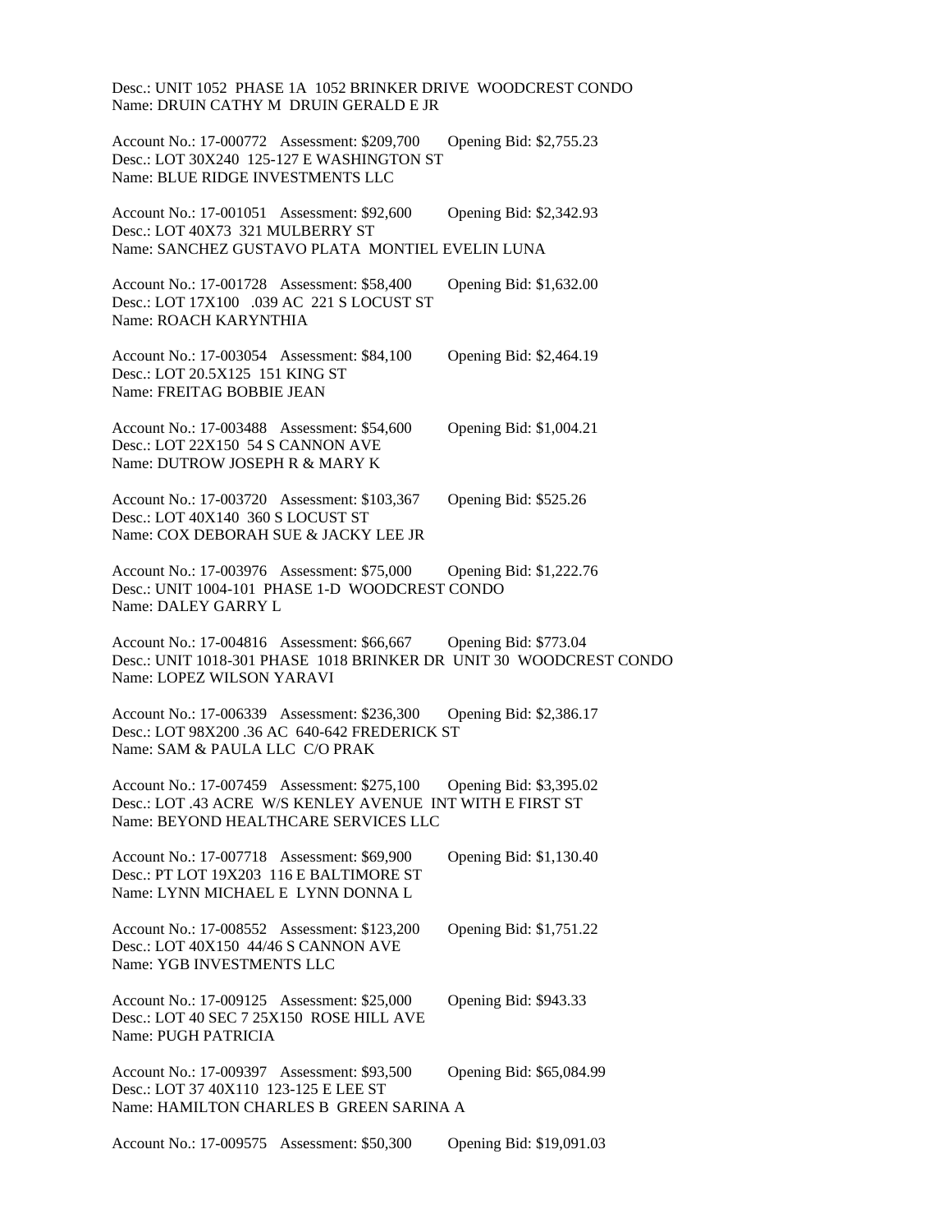Desc.: UNIT 1052 PHASE 1A 1052 BRINKER DRIVE WOODCREST CONDO
Name: DRUIN CATHY M DRUIN GERALD E JR

Account No.: 17-000772 Assessment: $209,700 Opening Bid: $2,755.23
Desc.: LOT 30X240 125-127 E WASHINGTON ST
Name: BLUE RIDGE INVESTMENTS LLC

Account No.: 17-001051 Assessment: $92,600 Opening Bid: $2,342.93
Desc.: LOT 40X73 321 MULBERRY ST
Name: SANCHEZ GUSTAVO PLATA MONTIEL EVELIN LUNA

Account No.: 17-001728 Assessment: $58,400 Opening Bid: $1,632.00
Desc.: LOT 17X100 .039 AC 221 S LOCUST ST
Name: ROACH KARYNTHIA

Account No.: 17-003054 Assessment: $84,100 Opening Bid: $2,464.19
Desc.: LOT 20.5X125 151 KING ST
Name: FREITAG BOBBIE JEAN

Account No.: 17-003488 Assessment: $54,600 Opening Bid: $1,004.21
Desc.: LOT 22X150 54 S CANNON AVE
Name: DUTROW JOSEPH R & MARY K

Account No.: 17-003720 Assessment: $103,367 Opening Bid: $525.26
Desc.: LOT 40X140 360 S LOCUST ST
Name: COX DEBORAH SUE & JACKY LEE JR

Account No.: 17-003976 Assessment: $75,000 Opening Bid: $1,222.76
Desc.: UNIT 1004-101 PHASE 1-D WOODCREST CONDO
Name: DALEY GARRY L

Account No.: 17-004816 Assessment: $66,667 Opening Bid: $773.04
Desc.: UNIT 1018-301 PHASE 1018 BRINKER DR UNIT 30 WOODCREST CONDO
Name: LOPEZ WILSON YARAVI

Account No.: 17-006339 Assessment: $236,300 Opening Bid: $2,386.17
Desc.: LOT 98X200 .36 AC 640-642 FREDERICK ST
Name: SAM & PAULA LLC C/O PRAK

Account No.: 17-007459 Assessment: $275,100 Opening Bid: $3,395.02
Desc.: LOT .43 ACRE W/S KENLEY AVENUE INT WITH E FIRST ST
Name: BEYOND HEALTHCARE SERVICES LLC

Account No.: 17-007718 Assessment: $69,900 Opening Bid: $1,130.40
Desc.: PT LOT 19X203 116 E BALTIMORE ST
Name: LYNN MICHAEL E LYNN DONNA L

Account No.: 17-008552 Assessment: $123,200 Opening Bid: $1,751.22
Desc.: LOT 40X150 44/46 S CANNON AVE
Name: YGB INVESTMENTS LLC

Account No.: 17-009125 Assessment: $25,000 Opening Bid: $943.33
Desc.: LOT 40 SEC 7 25X150 ROSE HILL AVE
Name: PUGH PATRICIA

Account No.: 17-009397 Assessment: $93,500 Opening Bid: $65,084.99
Desc.: LOT 37 40X110 123-125 E LEE ST
Name: HAMILTON CHARLES B GREEN SARINA A

Account No.: 17-009575 Assessment: $50,300 Opening Bid: $19,091.03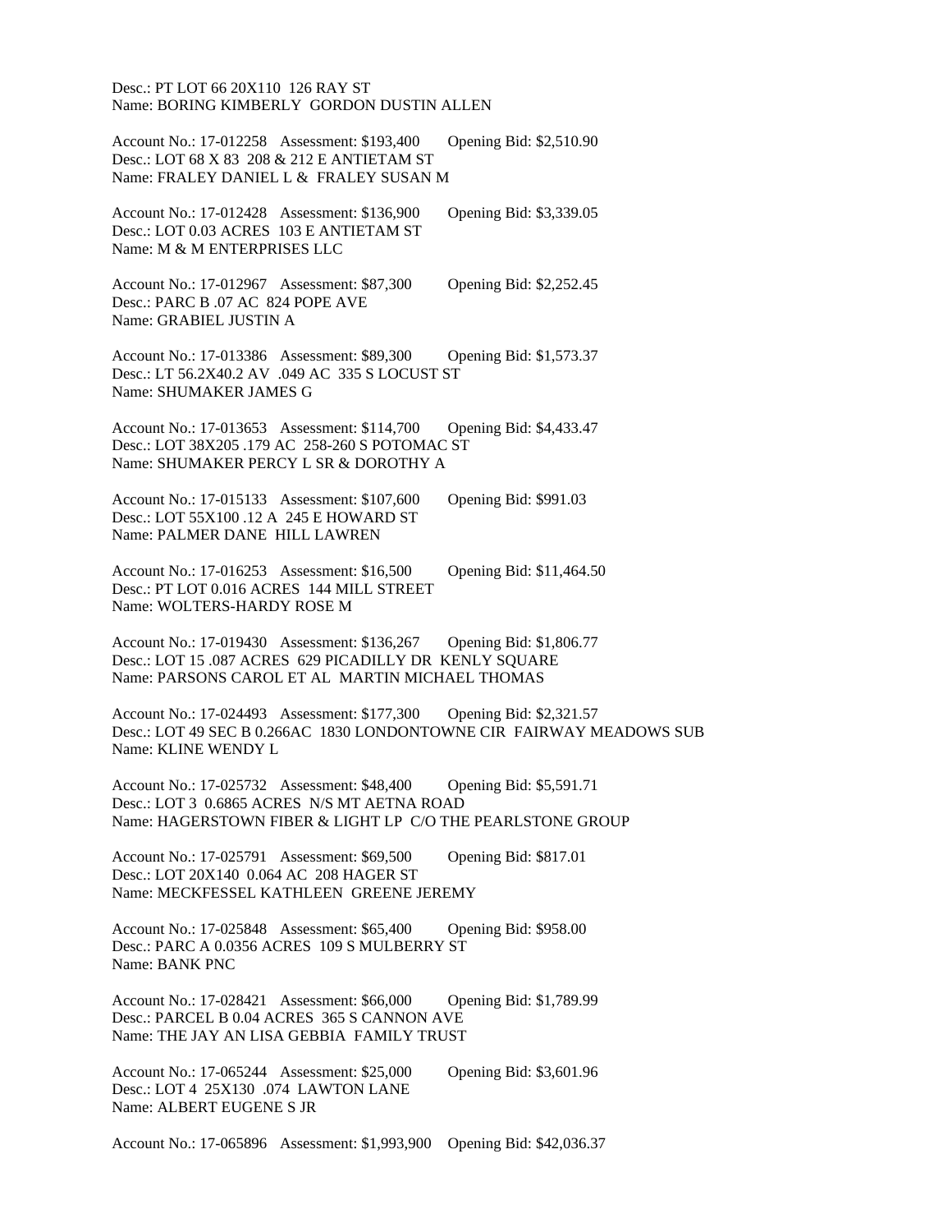Desc.: PT LOT 66 20X110 126 RAY ST
Name: BORING KIMBERLY GORDON DUSTIN ALLEN

Account No.: 17-012258 Assessment: $193,400 Opening Bid: $2,510.90
Desc.: LOT 68 X 83 208 & 212 E ANTIETAM ST
Name: FRALEY DANIEL L & FRALEY SUSAN M

Account No.: 17-012428 Assessment: $136,900 Opening Bid: $3,339.05
Desc.: LOT 0.03 ACRES 103 E ANTIETAM ST
Name: M & M ENTERPRISES LLC

Account No.: 17-012967 Assessment: $87,300 Opening Bid: $2,252.45
Desc.: PARC B .07 AC 824 POPE AVE
Name: GRABIEL JUSTIN A

Account No.: 17-013386 Assessment: $89,300 Opening Bid: $1,573.37
Desc.: LT 56.2X40.2 AV .049 AC 335 S LOCUST ST
Name: SHUMAKER JAMES G

Account No.: 17-013653 Assessment: $114,700 Opening Bid: $4,433.47
Desc.: LOT 38X205 .179 AC 258-260 S POTOMAC ST
Name: SHUMAKER PERCY L SR & DOROTHY A

Account No.: 17-015133 Assessment: $107,600 Opening Bid: $991.03
Desc.: LOT 55X100 .12 A 245 E HOWARD ST
Name: PALMER DANE HILL LAWREN

Account No.: 17-016253 Assessment: $16,500 Opening Bid: $11,464.50
Desc.: PT LOT 0.016 ACRES 144 MILL STREET
Name: WOLTERS-HARDY ROSE M

Account No.: 17-019430 Assessment: $136,267 Opening Bid: $1,806.77
Desc.: LOT 15 .087 ACRES 629 PICADILLY DR KENLY SQUARE
Name: PARSONS CAROL ET AL MARTIN MICHAEL THOMAS

Account No.: 17-024493 Assessment: $177,300 Opening Bid: $2,321.57
Desc.: LOT 49 SEC B 0.266AC 1830 LONDONTOWNE CIR FAIRWAY MEADOWS SUB
Name: KLINE WENDY L

Account No.: 17-025732 Assessment: $48,400 Opening Bid: $5,591.71
Desc.: LOT 3 0.6865 ACRES N/S MT AETNA ROAD
Name: HAGERSTOWN FIBER & LIGHT LP C/O THE PEARLSTONE GROUP

Account No.: 17-025791 Assessment: $69,500 Opening Bid: $817.01
Desc.: LOT 20X140 0.064 AC 208 HAGER ST
Name: MECKFESSEL KATHLEEN GREENE JEREMY

Account No.: 17-025848 Assessment: $65,400 Opening Bid: $958.00
Desc.: PARC A 0.0356 ACRES 109 S MULBERRY ST
Name: BANK PNC

Account No.: 17-028421 Assessment: $66,000 Opening Bid: $1,789.99
Desc.: PARCEL B 0.04 ACRES 365 S CANNON AVE
Name: THE JAY AN LISA GEBBIA FAMILY TRUST

Account No.: 17-065244 Assessment: $25,000 Opening Bid: $3,601.96
Desc.: LOT 4 25X130 .074 LAWTON LANE
Name: ALBERT EUGENE S JR

Account No.: 17-065896 Assessment: $1,993,900 Opening Bid: $42,036.37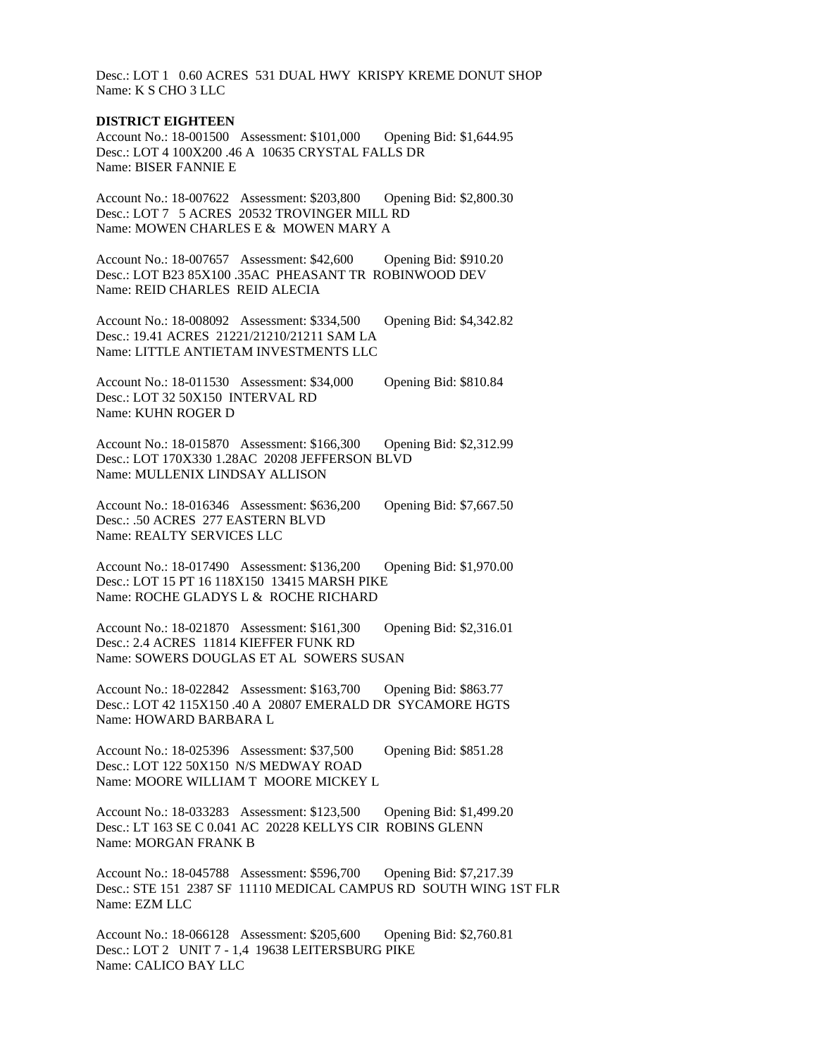Desc.: LOT 1 0.60 ACRES 531 DUAL HWY KRISPY KREME DONUT SHOP
Name: K S CHO 3 LLC

**DISTRICT EIGHTEEN**

Account No.: 18-001500 Assessment: $101,000 Opening Bid: $1,644.95
Desc.: LOT 4 100X200 .46 A 10635 CRYSTAL FALLS DR
Name: BISER FANNIE E

Account No.: 18-007622 Assessment: $203,800 Opening Bid: $2,800.30
Desc.: LOT 7 5 ACRES 20532 TROVINGER MILL RD
Name: MOWEN CHARLES E & MOWEN MARY A

Account No.: 18-007657 Assessment: $42,600 Opening Bid: $910.20
Desc.: LOT B23 85X100 .35AC PHEASANT TR ROBINWOOD DEV
Name: REID CHARLES REID ALECIA

Account No.: 18-008092 Assessment: $334,500 Opening Bid: $4,342.82
Desc.: 19.41 ACRES 21221/21210/21211 SAM LA
Name: LITTLE ANTIETAM INVESTMENTS LLC

Account No.: 18-011530 Assessment: $34,000 Opening Bid: $810.84
Desc.: LOT 32 50X150 INTERVAL RD
Name: KUHN ROGER D

Account No.: 18-015870 Assessment: $166,300 Opening Bid: $2,312.99
Desc.: LOT 170X330 1.28AC 20208 JEFFERSON BLVD
Name: MULLENIX LINDSAY ALLISON

Account No.: 18-016346 Assessment: $636,200 Opening Bid: $7,667.50
Desc.: .50 ACRES 277 EASTERN BLVD
Name: REALTY SERVICES LLC

Account No.: 18-017490 Assessment: $136,200 Opening Bid: $1,970.00
Desc.: LOT 15 PT 16 118X150 13415 MARSH PIKE
Name: ROCHE GLADYS L & ROCHE RICHARD

Account No.: 18-021870 Assessment: $161,300 Opening Bid: $2,316.01
Desc.: 2.4 ACRES 11814 KIEFFER FUNK RD
Name: SOWERS DOUGLAS ET AL SOWERS SUSAN

Account No.: 18-022842 Assessment: $163,700 Opening Bid: $863.77
Desc.: LOT 42 115X150 .40 A 20807 EMERALD DR SYCAMORE HGTS
Name: HOWARD BARBARA L

Account No.: 18-025396 Assessment: $37,500 Opening Bid: $851.28
Desc.: LOT 122 50X150 N/S MEDWAY ROAD
Name: MOORE WILLIAM T MOORE MICKEY L

Account No.: 18-033283 Assessment: $123,500 Opening Bid: $1,499.20
Desc.: LT 163 SE C 0.041 AC 20228 KELLYS CIR ROBINS GLENN
Name: MORGAN FRANK B

Account No.: 18-045788 Assessment: $596,700 Opening Bid: $7,217.39
Desc.: STE 151 2387 SF 11110 MEDICAL CAMPUS RD SOUTH WING 1ST FLR
Name: EZM LLC

Account No.: 18-066128 Assessment: $205,600 Opening Bid: $2,760.81
Desc.: LOT 2 UNIT 7 - 1,4 19638 LEITERSBURG PIKE
Name: CALICO BAY LLC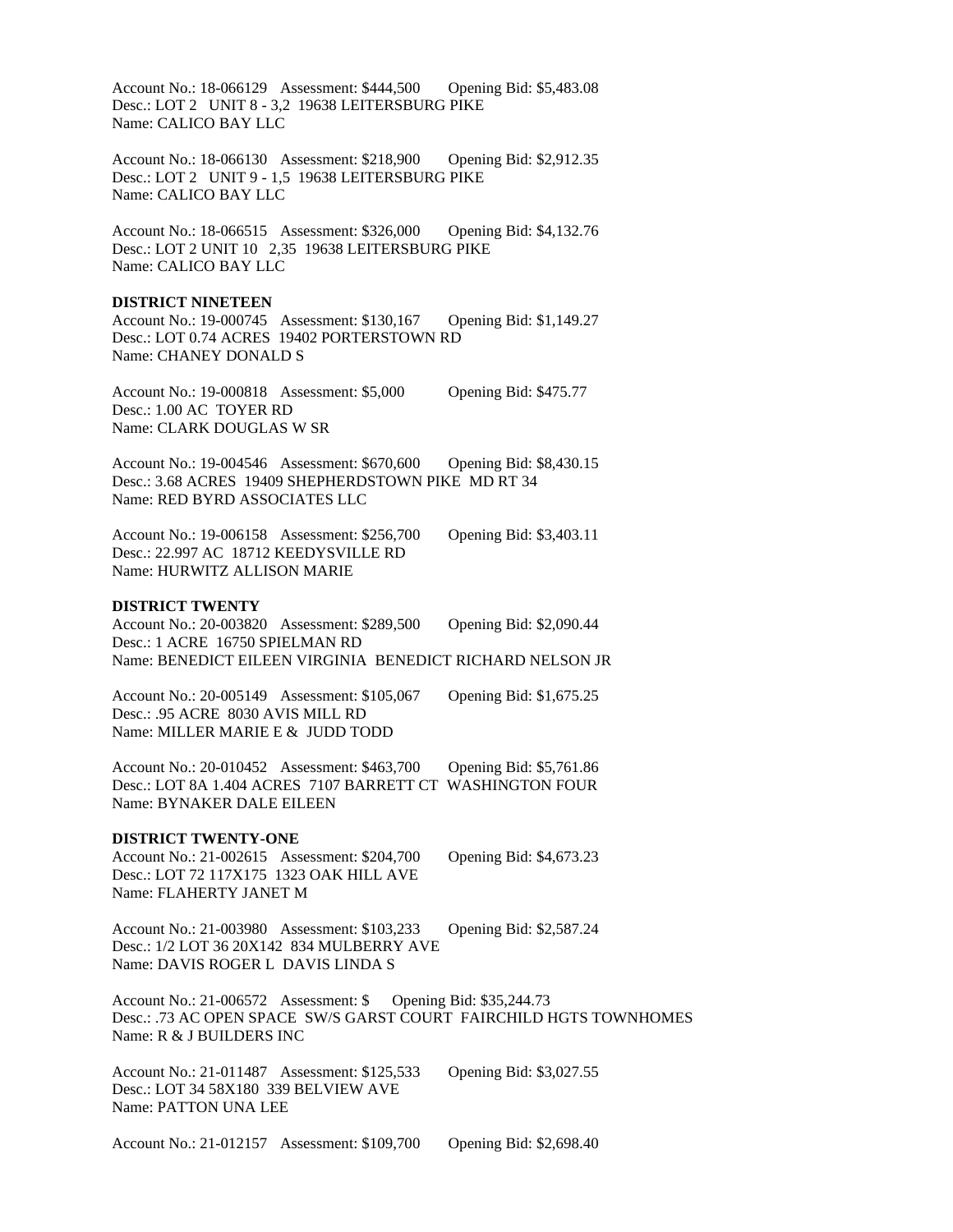Account No.: 18-066129 Assessment: $444,500 Opening Bid: $5,483.08
Desc.: LOT 2 UNIT 8 - 3,2 19638 LEITERSBURG PIKE
Name: CALICO BAY LLC

Account No.: 18-066130 Assessment: $218,900 Opening Bid: $2,912.35
Desc.: LOT 2 UNIT 9 - 1,5 19638 LEITERSBURG PIKE
Name: CALICO BAY LLC

Account No.: 18-066515 Assessment: $326,000 Opening Bid: $4,132.76
Desc.: LOT 2 UNIT 10 2,35 19638 LEITERSBURG PIKE
Name: CALICO BAY LLC

**DISTRICT NINETEEN**

Account No.: 19-000745 Assessment: $130,167 Opening Bid: $1,149.27
Desc.: LOT 0.74 ACRES 19402 PORTERSTOWN RD
Name: CHANEY DONALD S

Account No.: 19-000818 Assessment: $5,000 Opening Bid: $475.77
Desc.: 1.00 AC TOYER RD
Name: CLARK DOUGLAS W SR

Account No.: 19-004546 Assessment: $670,600 Opening Bid: $8,430.15
Desc.: 3.68 ACRES 19409 SHEPHERDSTOWN PIKE MD RT 34
Name: RED BYRD ASSOCIATES LLC

Account No.: 19-006158 Assessment: $256,700 Opening Bid: $3,403.11
Desc.: 22.997 AC 18712 KEEDYSVILLE RD
Name: HURWITZ ALLISON MARIE

**DISTRICT TWENTY**

Account No.: 20-003820 Assessment: $289,500 Opening Bid: $2,090.44
Desc.: 1 ACRE 16750 SPIELMAN RD
Name: BENEDICT EILEEN VIRGINIA BENEDICT RICHARD NELSON JR

Account No.: 20-005149 Assessment: $105,067 Opening Bid: $1,675.25
Desc.: .95 ACRE 8030 AVIS MILL RD
Name: MILLER MARIE E & JUDD TODD

Account No.: 20-010452 Assessment: $463,700 Opening Bid: $5,761.86
Desc.: LOT 8A 1.404 ACRES 7107 BARRETT CT WASHINGTON FOUR
Name: BYNAKER DALE EILEEN

**DISTRICT TWENTY-ONE**

Account No.: 21-002615 Assessment: $204,700 Opening Bid: $4,673.23
Desc.: LOT 72 117X175 1323 OAK HILL AVE
Name: FLAHERTY JANET M

Account No.: 21-003980 Assessment: $103,233 Opening Bid: $2,587.24
Desc.: 1/2 LOT 36 20X142 834 MULBERRY AVE
Name: DAVIS ROGER L DAVIS LINDA S

Account No.: 21-006572 Assessment: $ Opening Bid: $35,244.73
Desc.: .73 AC OPEN SPACE SW/S GARST COURT FAIRCHILD HGTS TOWNHOMES
Name: R & J BUILDERS INC

Account No.: 21-011487 Assessment: $125,533 Opening Bid: $3,027.55
Desc.: LOT 34 58X180 339 BELVIEW AVE
Name: PATTON UNA LEE

Account No.: 21-012157 Assessment: $109,700 Opening Bid: $2,698.40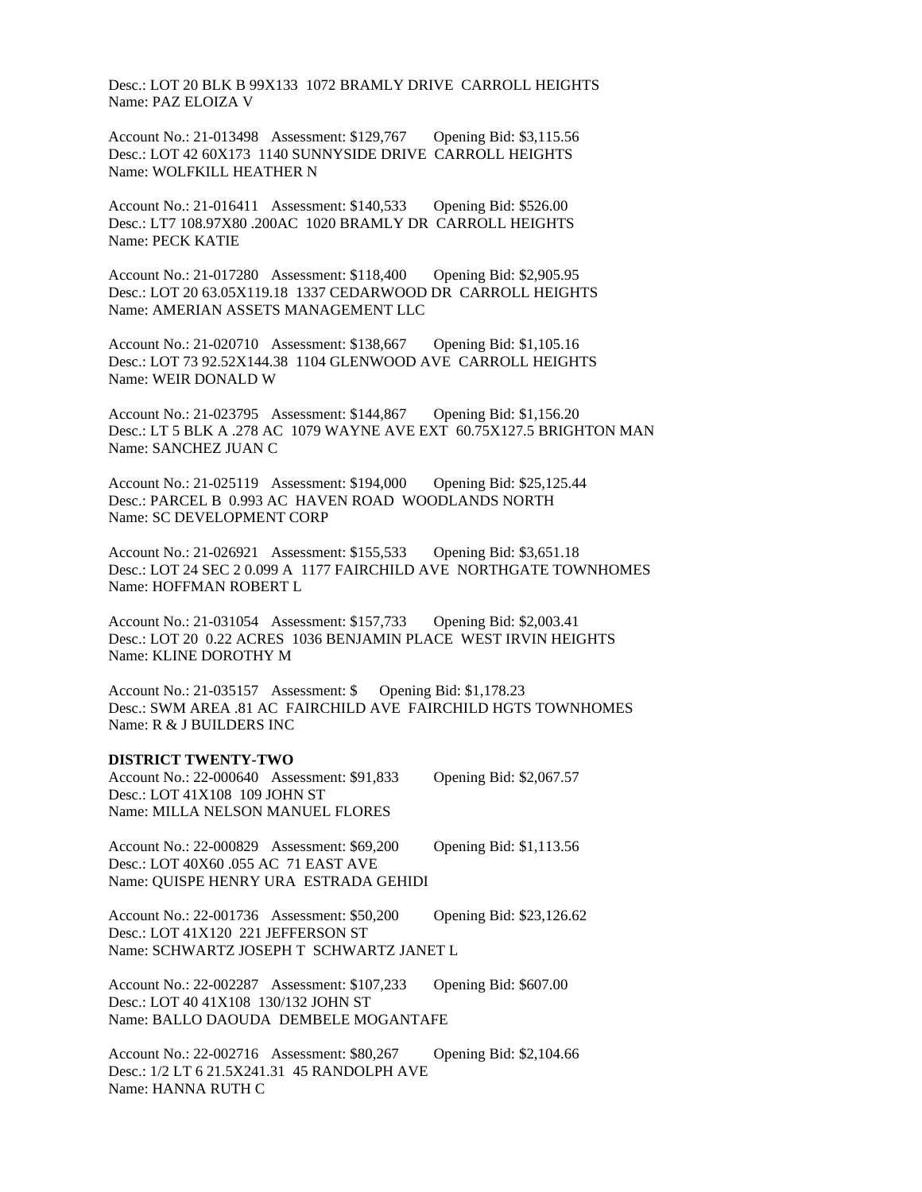Desc.: LOT 20 BLK B 99X133 1072 BRAMLY DRIVE CARROLL HEIGHTS
Name: PAZ ELOIZA V

Account No.: 21-013498 Assessment: $129,767 Opening Bid: $3,115.56
Desc.: LOT 42 60X173 1140 SUNNYSIDE DRIVE CARROLL HEIGHTS
Name: WOLFKILL HEATHER N

Account No.: 21-016411 Assessment: $140,533 Opening Bid: $526.00
Desc.: LT7 108.97X80 .200AC 1020 BRAMLY DR CARROLL HEIGHTS
Name: PECK KATIE

Account No.: 21-017280 Assessment: $118,400 Opening Bid: $2,905.95
Desc.: LOT 20 63.05X119.18 1337 CEDARWOOD DR CARROLL HEIGHTS
Name: AMERIAN ASSETS MANAGEMENT LLC

Account No.: 21-020710 Assessment: $138,667 Opening Bid: $1,105.16
Desc.: LOT 73 92.52X144.38 1104 GLENWOOD AVE CARROLL HEIGHTS
Name: WEIR DONALD W

Account No.: 21-023795 Assessment: $144,867 Opening Bid: $1,156.20
Desc.: LT 5 BLK A .278 AC 1079 WAYNE AVE EXT 60.75X127.5 BRIGHTON MAN
Name: SANCHEZ JUAN C

Account No.: 21-025119 Assessment: $194,000 Opening Bid: $25,125.44
Desc.: PARCEL B 0.993 AC HAVEN ROAD WOODLANDS NORTH
Name: SC DEVELOPMENT CORP

Account No.: 21-026921 Assessment: $155,533 Opening Bid: $3,651.18
Desc.: LOT 24 SEC 2 0.099 A 1177 FAIRCHILD AVE NORTHGATE TOWNHOMES
Name: HOFFMAN ROBERT L

Account No.: 21-031054 Assessment: $157,733 Opening Bid: $2,003.41
Desc.: LOT 20 0.22 ACRES 1036 BENJAMIN PLACE WEST IRVIN HEIGHTS
Name: KLINE DOROTHY M

Account No.: 21-035157 Assessment: $ Opening Bid: $1,178.23
Desc.: SWM AREA .81 AC FAIRCHILD AVE FAIRCHILD HGTS TOWNHOMES
Name: R & J BUILDERS INC

**DISTRICT TWENTY-TWO**

Account No.: 22-000640 Assessment: $91,833 Opening Bid: $2,067.57
Desc.: LOT 41X108 109 JOHN ST
Name: MILLA NELSON MANUEL FLORES

Account No.: 22-000829 Assessment: $69,200 Opening Bid: $1,113.56
Desc.: LOT 40X60 .055 AC 71 EAST AVE
Name: QUISPE HENRY URA ESTRADA GEHIDI

Account No.: 22-001736 Assessment: $50,200 Opening Bid: $23,126.62
Desc.: LOT 41X120 221 JEFFERSON ST
Name: SCHWARTZ JOSEPH T SCHWARTZ JANET L

Account No.: 22-002287 Assessment: $107,233 Opening Bid: $607.00
Desc.: LOT 40 41X108 130/132 JOHN ST
Name: BALLO DAOUDA DEMBELE MOGANTAFE

Account No.: 22-002716 Assessment: $80,267 Opening Bid: $2,104.66
Desc.: 1/2 LT 6 21.5X241.31 45 RANDOLPH AVE
Name: HANNA RUTH C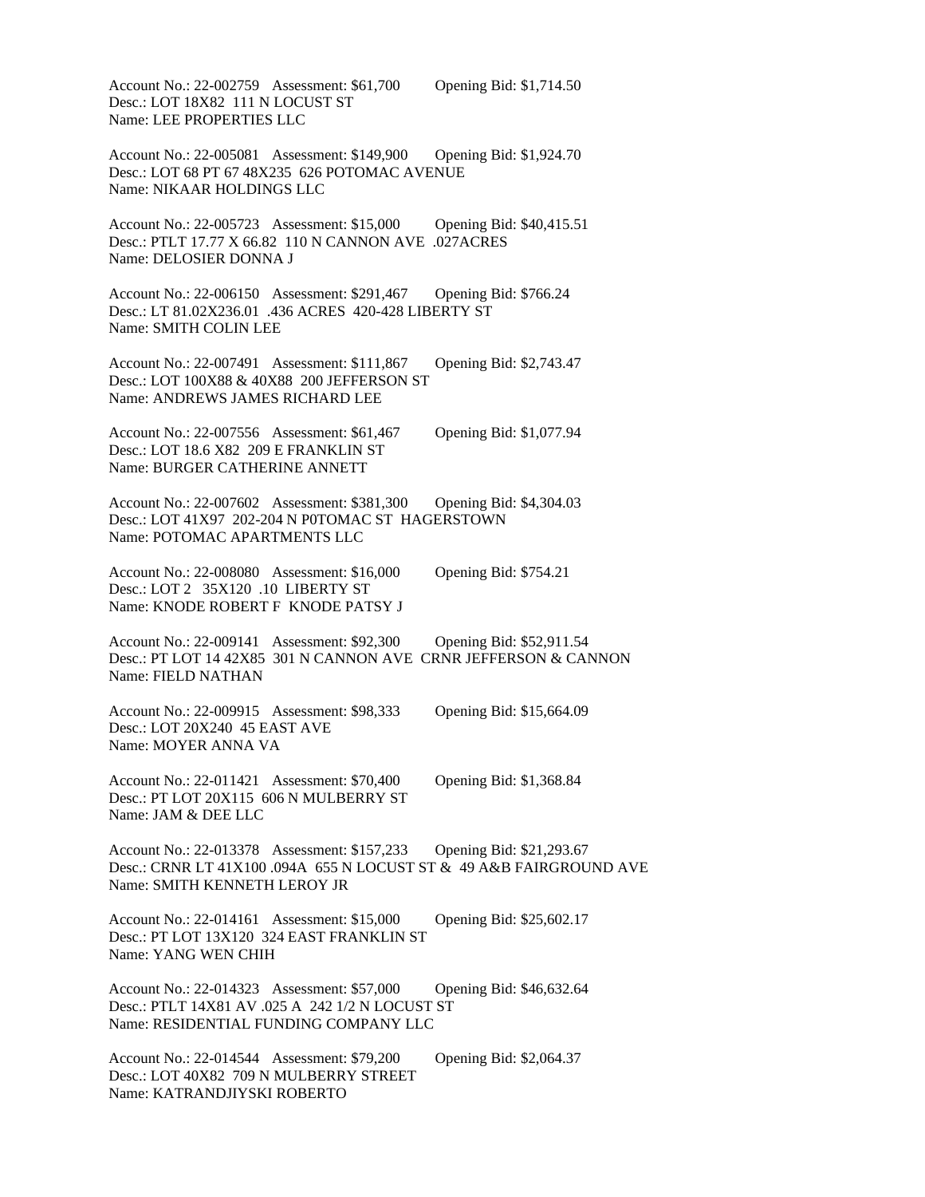Account No.: 22-002759 Assessment: $61,700 Opening Bid: $1,714.50
Desc.: LOT 18X82 111 N LOCUST ST
Name: LEE PROPERTIES LLC

Account No.: 22-005081 Assessment: $149,900 Opening Bid: $1,924.70
Desc.: LOT 68 PT 67 48X235 626 POTOMAC AVENUE
Name: NIKAAR HOLDINGS LLC

Account No.: 22-005723 Assessment: $15,000 Opening Bid: $40,415.51
Desc.: PTLT 17.77 X 66.82 110 N CANNON AVE .027ACRES
Name: DELOSIER DONNA J

Account No.: 22-006150 Assessment: $291,467 Opening Bid: $766.24
Desc.: LT 81.02X236.01 .436 ACRES 420-428 LIBERTY ST
Name: SMITH COLIN LEE

Account No.: 22-007491 Assessment: $111,867 Opening Bid: $2,743.47
Desc.: LOT 100X88 & 40X88 200 JEFFERSON ST
Name: ANDREWS JAMES RICHARD LEE

Account No.: 22-007556 Assessment: $61,467 Opening Bid: $1,077.94
Desc.: LOT 18.6 X82 209 E FRANKLIN ST
Name: BURGER CATHERINE ANNETT

Account No.: 22-007602 Assessment: $381,300 Opening Bid: $4,304.03
Desc.: LOT 41X97 202-204 N P0TOMAC ST HAGERSTOWN
Name: POTOMAC APARTMENTS LLC

Account No.: 22-008080 Assessment: $16,000 Opening Bid: $754.21
Desc.: LOT 2 35X120 .10 LIBERTY ST
Name: KNODE ROBERT F KNODE PATSY J

Account No.: 22-009141 Assessment: $92,300 Opening Bid: $52,911.54
Desc.: PT LOT 14 42X85 301 N CANNON AVE CRNR JEFFERSON & CANNON
Name: FIELD NATHAN

Account No.: 22-009915 Assessment: $98,333 Opening Bid: $15,664.09
Desc.: LOT 20X240 45 EAST AVE
Name: MOYER ANNA VA

Account No.: 22-011421 Assessment: $70,400 Opening Bid: $1,368.84
Desc.: PT LOT 20X115 606 N MULBERRY ST
Name: JAM & DEE LLC

Account No.: 22-013378 Assessment: $157,233 Opening Bid: $21,293.67
Desc.: CRNR LT 41X100 .094A 655 N LOCUST ST & 49 A&B FAIRGROUND AVE
Name: SMITH KENNETH LEROY JR

Account No.: 22-014161 Assessment: $15,000 Opening Bid: $25,602.17
Desc.: PT LOT 13X120 324 EAST FRANKLIN ST
Name: YANG WEN CHIH

Account No.: 22-014323 Assessment: $57,000 Opening Bid: $46,632.64
Desc.: PTLT 14X81 AV .025 A 242 1/2 N LOCUST ST
Name: RESIDENTIAL FUNDING COMPANY LLC

Account No.: 22-014544 Assessment: $79,200 Opening Bid: $2,064.37
Desc.: LOT 40X82 709 N MULBERRY STREET
Name: KATRANDJIYSKI ROBERTO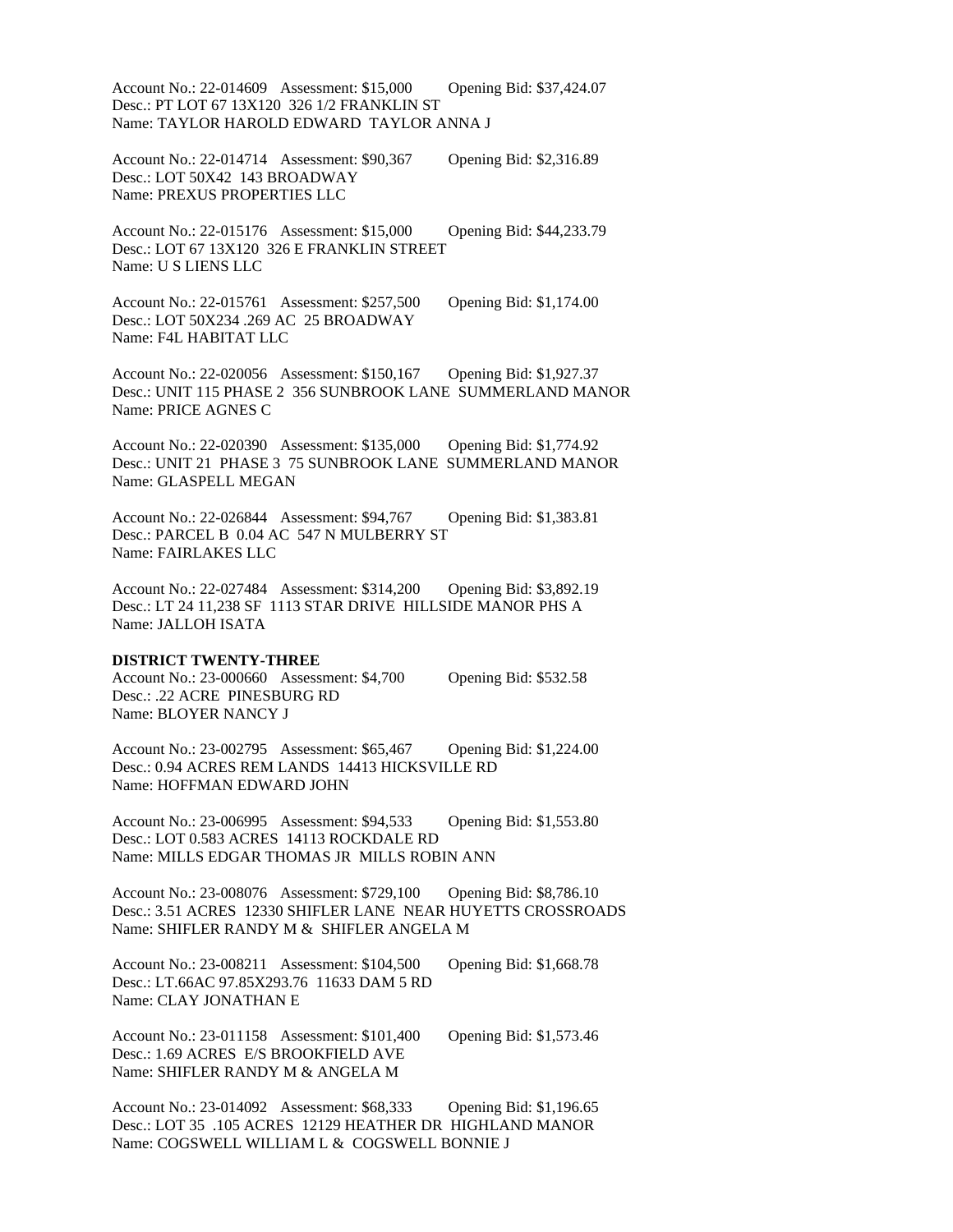Account No.: 22-014609 Assessment: $15,000 Opening Bid: $37,424.07
Desc.: PT LOT 67 13X120 326 1/2 FRANKLIN ST
Name: TAYLOR HAROLD EDWARD TAYLOR ANNA J

Account No.: 22-014714 Assessment: $90,367 Opening Bid: $2,316.89
Desc.: LOT 50X42 143 BROADWAY
Name: PREXUS PROPERTIES LLC

Account No.: 22-015176 Assessment: $15,000 Opening Bid: $44,233.79
Desc.: LOT 67 13X120 326 E FRANKLIN STREET
Name: U S LIENS LLC

Account No.: 22-015761 Assessment: $257,500 Opening Bid: $1,174.00
Desc.: LOT 50X234 .269 AC 25 BROADWAY
Name: F4L HABITAT LLC

Account No.: 22-020056 Assessment: $150,167 Opening Bid: $1,927.37
Desc.: UNIT 115 PHASE 2 356 SUNBROOK LANE SUMMERLAND MANOR
Name: PRICE AGNES C

Account No.: 22-020390 Assessment: $135,000 Opening Bid: $1,774.92
Desc.: UNIT 21 PHASE 3 75 SUNBROOK LANE SUMMERLAND MANOR
Name: GLASPELL MEGAN

Account No.: 22-026844 Assessment: $94,767 Opening Bid: $1,383.81
Desc.: PARCEL B 0.04 AC 547 N MULBERRY ST
Name: FAIRLAKES LLC

Account No.: 22-027484 Assessment: $314,200 Opening Bid: $3,892.19
Desc.: LT 24 11,238 SF 1113 STAR DRIVE HILLSIDE MANOR PHS A
Name: JALLOH ISATA

**DISTRICT TWENTY-THREE**

Account No.: 23-000660 Assessment: $4,700 Opening Bid: $532.58
Desc.: .22 ACRE PINESBURG RD
Name: BLOYER NANCY J

Account No.: 23-002795 Assessment: $65,467 Opening Bid: $1,224.00
Desc.: 0.94 ACRES REM LANDS 14413 HICKSVILLE RD
Name: HOFFMAN EDWARD JOHN

Account No.: 23-006995 Assessment: $94,533 Opening Bid: $1,553.80
Desc.: LOT 0.583 ACRES 14113 ROCKDALE RD
Name: MILLS EDGAR THOMAS JR MILLS ROBIN ANN

Account No.: 23-008076 Assessment: $729,100 Opening Bid: $8,786.10
Desc.: 3.51 ACRES 12330 SHIFLER LANE NEAR HUYETTS CROSSROADS
Name: SHIFLER RANDY M & SHIFLER ANGELA M

Account No.: 23-008211 Assessment: $104,500 Opening Bid: $1,668.78
Desc.: LT.66AC 97.85X293.76 11633 DAM 5 RD
Name: CLAY JONATHAN E

Account No.: 23-011158 Assessment: $101,400 Opening Bid: $1,573.46
Desc.: 1.69 ACRES E/S BROOKFIELD AVE
Name: SHIFLER RANDY M & ANGELA M

Account No.: 23-014092 Assessment: $68,333 Opening Bid: $1,196.65
Desc.: LOT 35 .105 ACRES 12129 HEATHER DR HIGHLAND MANOR
Name: COGSWELL WILLIAM L & COGSWELL BONNIE J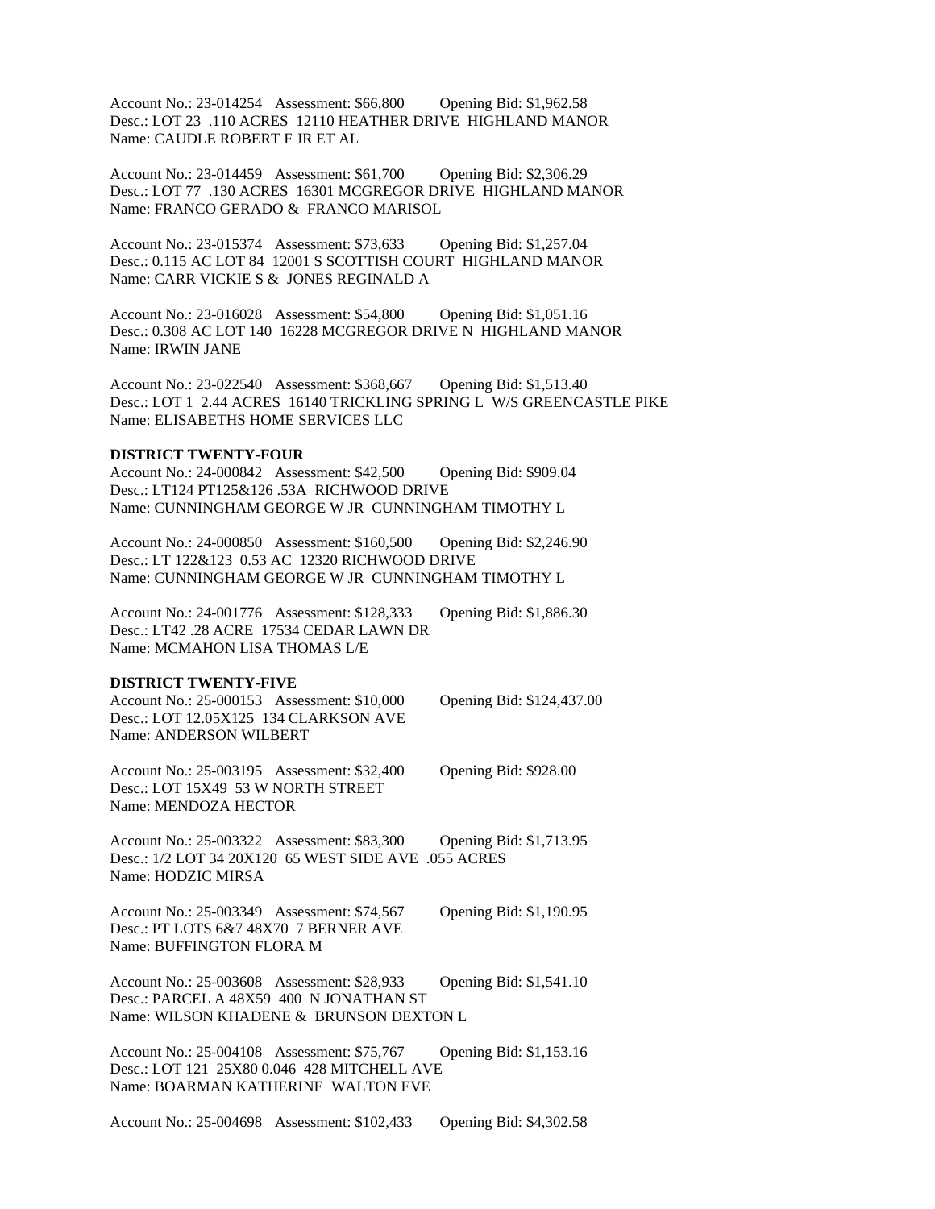Account No.: 23-014254 Assessment: $66,800 Opening Bid: $1,962.58
Desc.: LOT 23 .110 ACRES 12110 HEATHER DRIVE HIGHLAND MANOR
Name: CAUDLE ROBERT F JR ET AL

Account No.: 23-014459 Assessment: $61,700 Opening Bid: $2,306.29
Desc.: LOT 77 .130 ACRES 16301 MCGREGOR DRIVE HIGHLAND MANOR
Name: FRANCO GERADO & FRANCO MARISOL

Account No.: 23-015374 Assessment: $73,633 Opening Bid: $1,257.04
Desc.: 0.115 AC LOT 84 12001 S SCOTTISH COURT HIGHLAND MANOR
Name: CARR VICKIE S & JONES REGINALD A

Account No.: 23-016028 Assessment: $54,800 Opening Bid: $1,051.16
Desc.: 0.308 AC LOT 140 16228 MCGREGOR DRIVE N HIGHLAND MANOR
Name: IRWIN JANE

Account No.: 23-022540 Assessment: $368,667 Opening Bid: $1,513.40
Desc.: LOT 1 2.44 ACRES 16140 TRICKLING SPRING L W/S GREENCASTLE PIKE
Name: ELISABETHS HOME SERVICES LLC

**DISTRICT TWENTY-FOUR**

Account No.: 24-000842 Assessment: $42,500 Opening Bid: $909.04
Desc.: LT124 PT125&126 .53A RICHWOOD DRIVE
Name: CUNNINGHAM GEORGE W JR CUNNINGHAM TIMOTHY L

Account No.: 24-000850 Assessment: $160,500 Opening Bid: $2,246.90
Desc.: LT 122&123 0.53 AC 12320 RICHWOOD DRIVE
Name: CUNNINGHAM GEORGE W JR CUNNINGHAM TIMOTHY L

Account No.: 24-001776 Assessment: $128,333 Opening Bid: $1,886.30
Desc.: LT42 .28 ACRE 17534 CEDAR LAWN DR
Name: MCMAHON LISA THOMAS L/E

**DISTRICT TWENTY-FIVE**

Account No.: 25-000153 Assessment: $10,000 Opening Bid: $124,437.00
Desc.: LOT 12.05X125 134 CLARKSON AVE
Name: ANDERSON WILBERT

Account No.: 25-003195 Assessment: $32,400 Opening Bid: $928.00
Desc.: LOT 15X49 53 W NORTH STREET
Name: MENDOZA HECTOR

Account No.: 25-003322 Assessment: $83,300 Opening Bid: $1,713.95
Desc.: 1/2 LOT 34 20X120 65 WEST SIDE AVE .055 ACRES
Name: HODZIC MIRSA

Account No.: 25-003349 Assessment: $74,567 Opening Bid: $1,190.95
Desc.: PT LOTS 6&7 48X70 7 BERNER AVE
Name: BUFFINGTON FLORA M

Account No.: 25-003608 Assessment: $28,933 Opening Bid: $1,541.10
Desc.: PARCEL A 48X59 400 N JONATHAN ST
Name: WILSON KHADENE & BRUNSON DEXTON L

Account No.: 25-004108 Assessment: $75,767 Opening Bid: $1,153.16
Desc.: LOT 121 25X80 0.046 428 MITCHELL AVE
Name: BOARMAN KATHERINE WALTON EVE

Account No.: 25-004698 Assessment: $102,433 Opening Bid: $4,302.58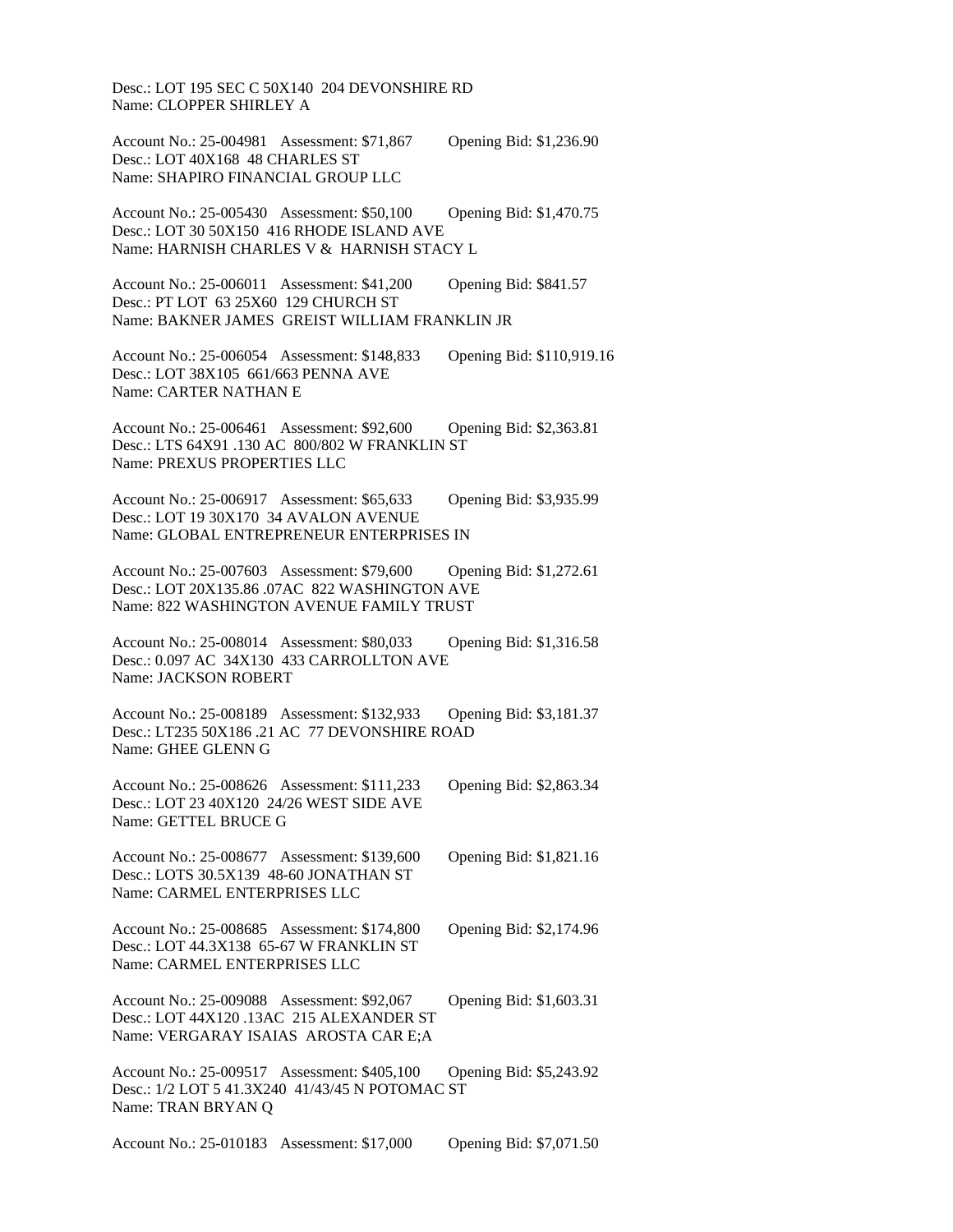Desc.: LOT 195 SEC C 50X140 204 DEVONSHIRE RD
Name: CLOPPER SHIRLEY A

Account No.: 25-004981 Assessment: $71,867 Opening Bid: $1,236.90
Desc.: LOT 40X168 48 CHARLES ST
Name: SHAPIRO FINANCIAL GROUP LLC

Account No.: 25-005430 Assessment: $50,100 Opening Bid: $1,470.75
Desc.: LOT 30 50X150 416 RHODE ISLAND AVE
Name: HARNISH CHARLES V & HARNISH STACY L

Account No.: 25-006011 Assessment: $41,200 Opening Bid: $841.57
Desc.: PT LOT 63 25X60 129 CHURCH ST
Name: BAKNER JAMES GREIST WILLIAM FRANKLIN JR

Account No.: 25-006054 Assessment: $148,833 Opening Bid: $110,919.16
Desc.: LOT 38X105 661/663 PENNA AVE
Name: CARTER NATHAN E

Account No.: 25-006461 Assessment: $92,600 Opening Bid: $2,363.81
Desc.: LTS 64X91 .130 AC 800/802 W FRANKLIN ST
Name: PREXUS PROPERTIES LLC

Account No.: 25-006917 Assessment: $65,633 Opening Bid: $3,935.99
Desc.: LOT 19 30X170 34 AVALON AVENUE
Name: GLOBAL ENTREPRENEUR ENTERPRISES IN

Account No.: 25-007603 Assessment: $79,600 Opening Bid: $1,272.61
Desc.: LOT 20X135.86 .07AC 822 WASHINGTON AVE
Name: 822 WASHINGTON AVENUE FAMILY TRUST

Account No.: 25-008014 Assessment: $80,033 Opening Bid: $1,316.58
Desc.: 0.097 AC 34X130 433 CARROLLTON AVE
Name: JACKSON ROBERT

Account No.: 25-008189 Assessment: $132,933 Opening Bid: $3,181.37
Desc.: LT235 50X186 .21 AC 77 DEVONSHIRE ROAD
Name: GHEE GLENN G

Account No.: 25-008626 Assessment: $111,233 Opening Bid: $2,863.34
Desc.: LOT 23 40X120 24/26 WEST SIDE AVE
Name: GETTEL BRUCE G

Account No.: 25-008677 Assessment: $139,600 Opening Bid: $1,821.16
Desc.: LOTS 30.5X139 48-60 JONATHAN ST
Name: CARMEL ENTERPRISES LLC

Account No.: 25-008685 Assessment: $174,800 Opening Bid: $2,174.96
Desc.: LOT 44.3X138 65-67 W FRANKLIN ST
Name: CARMEL ENTERPRISES LLC

Account No.: 25-009088 Assessment: $92,067 Opening Bid: $1,603.31
Desc.: LOT 44X120 .13AC 215 ALEXANDER ST
Name: VERGARAY ISAIAS AROSTA CAR E;A

Account No.: 25-009517 Assessment: $405,100 Opening Bid: $5,243.92
Desc.: 1/2 LOT 5 41.3X240 41/43/45 N POTOMAC ST
Name: TRAN BRYAN Q

Account No.: 25-010183 Assessment: $17,000 Opening Bid: $7,071.50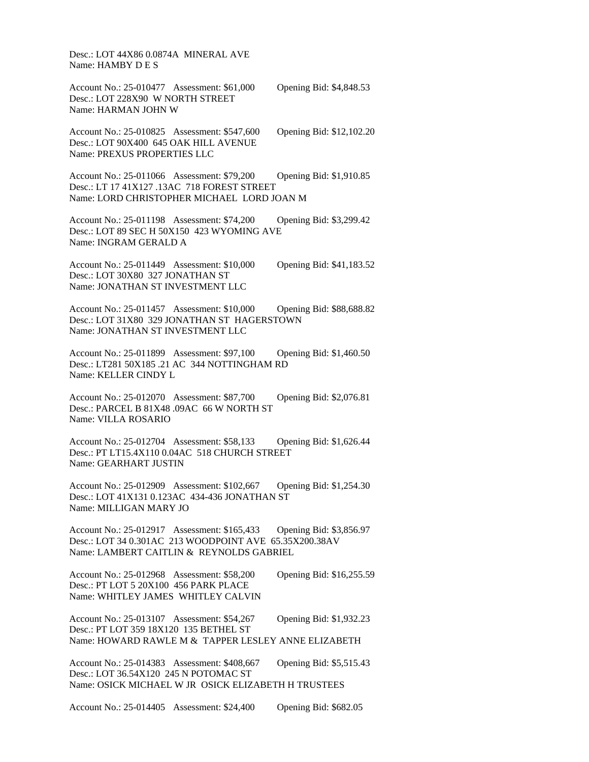Desc.: LOT 44X86 0.0874A MINERAL AVE
Name: HAMBY D E S

Account No.: 25-010477 Assessment: $61,000 Opening Bid: $4,848.53
Desc.: LOT 228X90 W NORTH STREET
Name: HARMAN JOHN W

Account No.: 25-010825 Assessment: $547,600 Opening Bid: $12,102.20
Desc.: LOT 90X400 645 OAK HILL AVENUE
Name: PREXUS PROPERTIES LLC

Account No.: 25-011066 Assessment: $79,200 Opening Bid: $1,910.85
Desc.: LT 17 41X127 .13AC 718 FOREST STREET
Name: LORD CHRISTOPHER MICHAEL LORD JOAN M

Account No.: 25-011198 Assessment: $74,200 Opening Bid: $3,299.42
Desc.: LOT 89 SEC H 50X150 423 WYOMING AVE
Name: INGRAM GERALD A

Account No.: 25-011449 Assessment: $10,000 Opening Bid: $41,183.52
Desc.: LOT 30X80 327 JONATHAN ST
Name: JONATHAN ST INVESTMENT LLC

Account No.: 25-011457 Assessment: $10,000 Opening Bid: $88,688.82
Desc.: LOT 31X80 329 JONATHAN ST HAGERSTOWN
Name: JONATHAN ST INVESTMENT LLC

Account No.: 25-011899 Assessment: $97,100 Opening Bid: $1,460.50
Desc.: LT281 50X185 .21 AC 344 NOTTINGHAM RD
Name: KELLER CINDY L

Account No.: 25-012070 Assessment: $87,700 Opening Bid: $2,076.81
Desc.: PARCEL B 81X48 .09AC 66 W NORTH ST
Name: VILLA ROSARIO

Account No.: 25-012704 Assessment: $58,133 Opening Bid: $1,626.44
Desc.: PT LT15.4X110 0.04AC 518 CHURCH STREET
Name: GEARHART JUSTIN

Account No.: 25-012909 Assessment: $102,667 Opening Bid: $1,254.30
Desc.: LOT 41X131 0.123AC 434-436 JONATHAN ST
Name: MILLIGAN MARY JO

Account No.: 25-012917 Assessment: $165,433 Opening Bid: $3,856.97
Desc.: LOT 34 0.301AC 213 WOODPOINT AVE 65.35X200.38AV
Name: LAMBERT CAITLIN & REYNOLDS GABRIEL

Account No.: 25-012968 Assessment: $58,200 Opening Bid: $16,255.59
Desc.: PT LOT 5 20X100 456 PARK PLACE
Name: WHITLEY JAMES WHITLEY CALVIN

Account No.: 25-013107 Assessment: $54,267 Opening Bid: $1,932.23
Desc.: PT LOT 359 18X120 135 BETHEL ST
Name: HOWARD RAWLE M & TAPPER LESLEY ANNE ELIZABETH

Account No.: 25-014383 Assessment: $408,667 Opening Bid: $5,515.43
Desc.: LOT 36.54X120 245 N POTOMAC ST
Name: OSICK MICHAEL W JR OSICK ELIZABETH H TRUSTEES

Account No.: 25-014405 Assessment: $24,400 Opening Bid: $682.05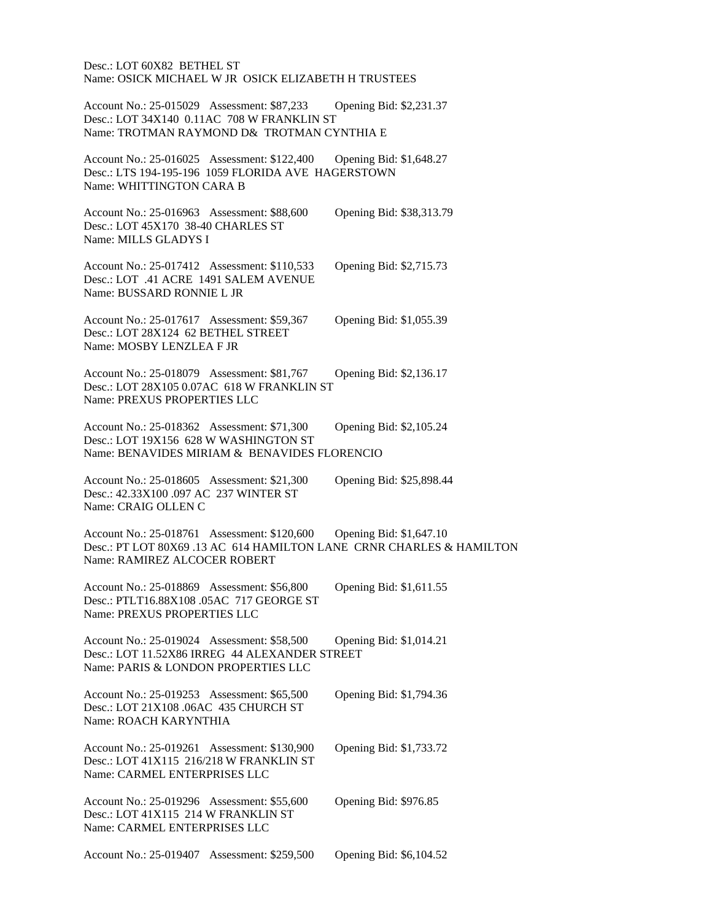Desc.: LOT 60X82 BETHEL ST
Name: OSICK MICHAEL W JR OSICK ELIZABETH H TRUSTEES

Account No.: 25-015029 Assessment: $87,233 Opening Bid: $2,231.37
Desc.: LOT 34X140 0.11AC 708 W FRANKLIN ST
Name: TROTMAN RAYMOND D& TROTMAN CYNTHIA E

Account No.: 25-016025 Assessment: $122,400 Opening Bid: $1,648.27
Desc.: LTS 194-195-196 1059 FLORIDA AVE HAGERSTOWN
Name: WHITTINGTON CARA B

Account No.: 25-016963 Assessment: $88,600 Opening Bid: $38,313.79
Desc.: LOT 45X170 38-40 CHARLES ST
Name: MILLS GLADYS I

Account No.: 25-017412 Assessment: $110,533 Opening Bid: $2,715.73
Desc.: LOT .41 ACRE 1491 SALEM AVENUE
Name: BUSSARD RONNIE L JR

Account No.: 25-017617 Assessment: $59,367 Opening Bid: $1,055.39
Desc.: LOT 28X124 62 BETHEL STREET
Name: MOSBY LENZLEA F JR

Account No.: 25-018079 Assessment: $81,767 Opening Bid: $2,136.17
Desc.: LOT 28X105 0.07AC 618 W FRANKLIN ST
Name: PREXUS PROPERTIES LLC

Account No.: 25-018362 Assessment: $71,300 Opening Bid: $2,105.24
Desc.: LOT 19X156 628 W WASHINGTON ST
Name: BENAVIDES MIRIAM & BENAVIDES FLORENCIO

Account No.: 25-018605 Assessment: $21,300 Opening Bid: $25,898.44
Desc.: 42.33X100 .097 AC 237 WINTER ST
Name: CRAIG OLLEN C

Account No.: 25-018761 Assessment: $120,600 Opening Bid: $1,647.10
Desc.: PT LOT 80X69 .13 AC 614 HAMILTON LANE CRNR CHARLES & HAMILTON
Name: RAMIREZ ALCOCER ROBERT

Account No.: 25-018869 Assessment: $56,800 Opening Bid: $1,611.55
Desc.: PTLT16.88X108 .05AC 717 GEORGE ST
Name: PREXUS PROPERTIES LLC

Account No.: 25-019024 Assessment: $58,500 Opening Bid: $1,014.21
Desc.: LOT 11.52X86 IRREG 44 ALEXANDER STREET
Name: PARIS & LONDON PROPERTIES LLC

Account No.: 25-019253 Assessment: $65,500 Opening Bid: $1,794.36
Desc.: LOT 21X108 .06AC 435 CHURCH ST
Name: ROACH KARYNTHIA

Account No.: 25-019261 Assessment: $130,900 Opening Bid: $1,733.72
Desc.: LOT 41X115 216/218 W FRANKLIN ST
Name: CARMEL ENTERPRISES LLC

Account No.: 25-019296 Assessment: $55,600 Opening Bid: $976.85
Desc.: LOT 41X115 214 W FRANKLIN ST
Name: CARMEL ENTERPRISES LLC

Account No.: 25-019407 Assessment: $259,500 Opening Bid: $6,104.52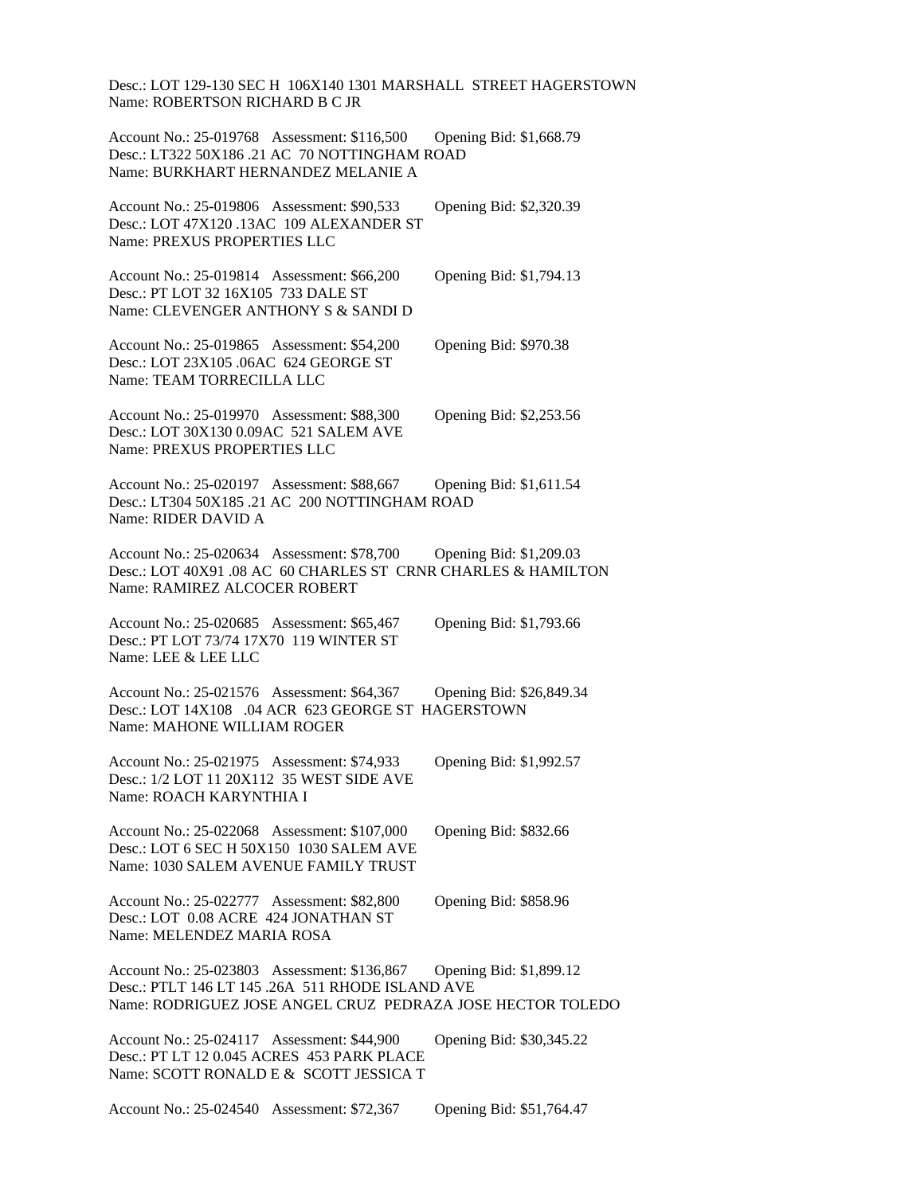Desc.: LOT 129-130 SEC H 106X140 1301 MARSHALL STREET HAGERSTOWN
Name: ROBERTSON RICHARD B C JR

Account No.: 25-019768 Assessment: $116,500 Opening Bid: $1,668.79
Desc.: LT322 50X186 .21 AC 70 NOTTINGHAM ROAD
Name: BURKHART HERNANDEZ MELANIE A

Account No.: 25-019806 Assessment: $90,533 Opening Bid: $2,320.39
Desc.: LOT 47X120 .13AC 109 ALEXANDER ST
Name: PREXUS PROPERTIES LLC

Account No.: 25-019814 Assessment: $66,200 Opening Bid: $1,794.13
Desc.: PT LOT 32 16X105 733 DALE ST
Name: CLEVENGER ANTHONY S & SANDI D

Account No.: 25-019865 Assessment: $54,200 Opening Bid: $970.38
Desc.: LOT 23X105 .06AC 624 GEORGE ST
Name: TEAM TORRECILLA LLC

Account No.: 25-019970 Assessment: $88,300 Opening Bid: $2,253.56
Desc.: LOT 30X130 0.09AC 521 SALEM AVE
Name: PREXUS PROPERTIES LLC

Account No.: 25-020197 Assessment: $88,667 Opening Bid: $1,611.54
Desc.: LT304 50X185 .21 AC 200 NOTTINGHAM ROAD
Name: RIDER DAVID A

Account No.: 25-020634 Assessment: $78,700 Opening Bid: $1,209.03
Desc.: LOT 40X91 .08 AC 60 CHARLES ST CRNR CHARLES & HAMILTON
Name: RAMIREZ ALCOCER ROBERT

Account No.: 25-020685 Assessment: $65,467 Opening Bid: $1,793.66
Desc.: PT LOT 73/74 17X70 119 WINTER ST
Name: LEE & LEE LLC

Account No.: 25-021576 Assessment: $64,367 Opening Bid: $26,849.34
Desc.: LOT 14X108 .04 ACR 623 GEORGE ST HAGERSTOWN
Name: MAHONE WILLIAM ROGER

Account No.: 25-021975 Assessment: $74,933 Opening Bid: $1,992.57
Desc.: 1/2 LOT 11 20X112 35 WEST SIDE AVE
Name: ROACH KARYNTHIA I

Account No.: 25-022068 Assessment: $107,000 Opening Bid: $832.66
Desc.: LOT 6 SEC H 50X150 1030 SALEM AVE
Name: 1030 SALEM AVENUE FAMILY TRUST

Account No.: 25-022777 Assessment: $82,800 Opening Bid: $858.96
Desc.: LOT 0.08 ACRE 424 JONATHAN ST
Name: MELENDEZ MARIA ROSA

Account No.: 25-023803 Assessment: $136,867 Opening Bid: $1,899.12
Desc.: PTLT 146 LT 145 .26A 511 RHODE ISLAND AVE
Name: RODRIGUEZ JOSE ANGEL CRUZ PEDRAZA JOSE HECTOR TOLEDO

Account No.: 25-024117 Assessment: $44,900 Opening Bid: $30,345.22
Desc.: PT LT 12 0.045 ACRES 453 PARK PLACE
Name: SCOTT RONALD E & SCOTT JESSICA T

Account No.: 25-024540 Assessment: $72,367 Opening Bid: $51,764.47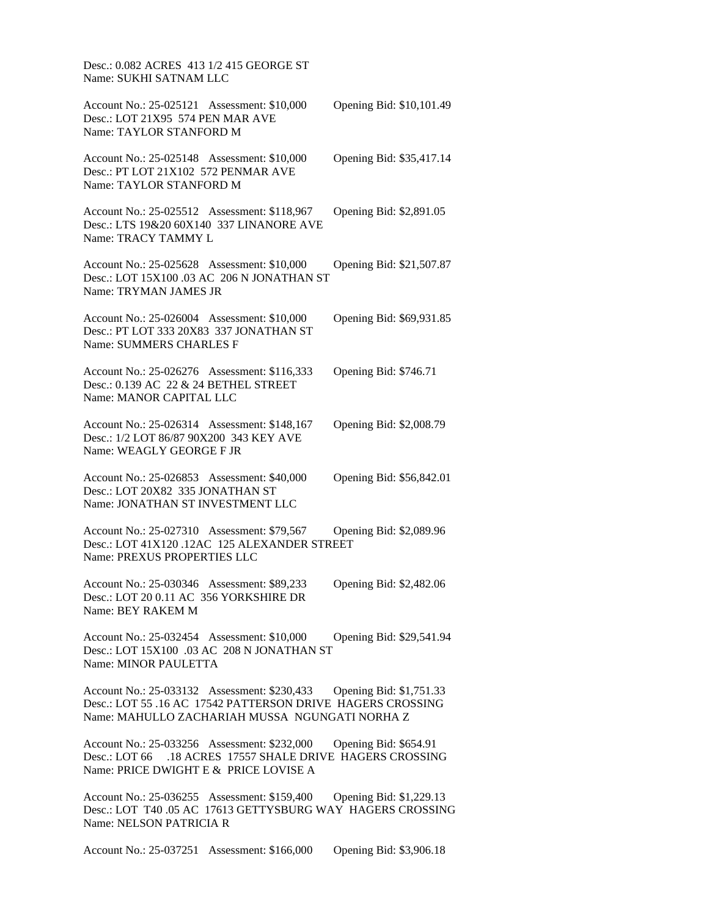Desc.: 0.082 ACRES 413 1/2 415 GEORGE ST
Name: SUKHI SATNAM LLC

Account No.: 25-025121 Assessment: $10,000 Opening Bid: $10,101.49
Desc.: LOT 21X95 574 PEN MAR AVE
Name: TAYLOR STANFORD M

Account No.: 25-025148 Assessment: $10,000 Opening Bid: $35,417.14
Desc.: PT LOT 21X102 572 PENMAR AVE
Name: TAYLOR STANFORD M

Account No.: 25-025512 Assessment: $118,967 Opening Bid: $2,891.05
Desc.: LTS 19&20 60X140 337 LINANORE AVE
Name: TRACY TAMMY L

Account No.: 25-025628 Assessment: $10,000 Opening Bid: $21,507.87
Desc.: LOT 15X100 .03 AC 206 N JONATHAN ST
Name: TRYMAN JAMES JR

Account No.: 25-026004 Assessment: $10,000 Opening Bid: $69,931.85
Desc.: PT LOT 333 20X83 337 JONATHAN ST
Name: SUMMERS CHARLES F

Account No.: 25-026276 Assessment: $116,333 Opening Bid: $746.71
Desc.: 0.139 AC 22 & 24 BETHEL STREET
Name: MANOR CAPITAL LLC

Account No.: 25-026314 Assessment: $148,167 Opening Bid: $2,008.79
Desc.: 1/2 LOT 86/87 90X200 343 KEY AVE
Name: WEAGLY GEORGE F JR

Account No.: 25-026853 Assessment: $40,000 Opening Bid: $56,842.01
Desc.: LOT 20X82 335 JONATHAN ST
Name: JONATHAN ST INVESTMENT LLC

Account No.: 25-027310 Assessment: $79,567 Opening Bid: $2,089.96
Desc.: LOT 41X120 .12AC 125 ALEXANDER STREET
Name: PREXUS PROPERTIES LLC

Account No.: 25-030346 Assessment: $89,233 Opening Bid: $2,482.06
Desc.: LOT 20 0.11 AC 356 YORKSHIRE DR
Name: BEY RAKEM M

Account No.: 25-032454 Assessment: $10,000 Opening Bid: $29,541.94
Desc.: LOT 15X100 .03 AC 208 N JONATHAN ST
Name: MINOR PAULETTA

Account No.: 25-033132 Assessment: $230,433 Opening Bid: $1,751.33
Desc.: LOT 55 .16 AC 17542 PATTERSON DRIVE HAGERS CROSSING
Name: MAHULLO ZACHARIAH MUSSA NGUNGATI NORHA Z

Account No.: 25-033256 Assessment: $232,000 Opening Bid: $654.91
Desc.: LOT 66 .18 ACRES 17557 SHALE DRIVE HAGERS CROSSING
Name: PRICE DWIGHT E & PRICE LOVISE A

Account No.: 25-036255 Assessment: $159,400 Opening Bid: $1,229.13
Desc.: LOT T40 .05 AC 17613 GETTYSBURG WAY HAGERS CROSSING
Name: NELSON PATRICIA R

Account No.: 25-037251 Assessment: $166,000 Opening Bid: $3,906.18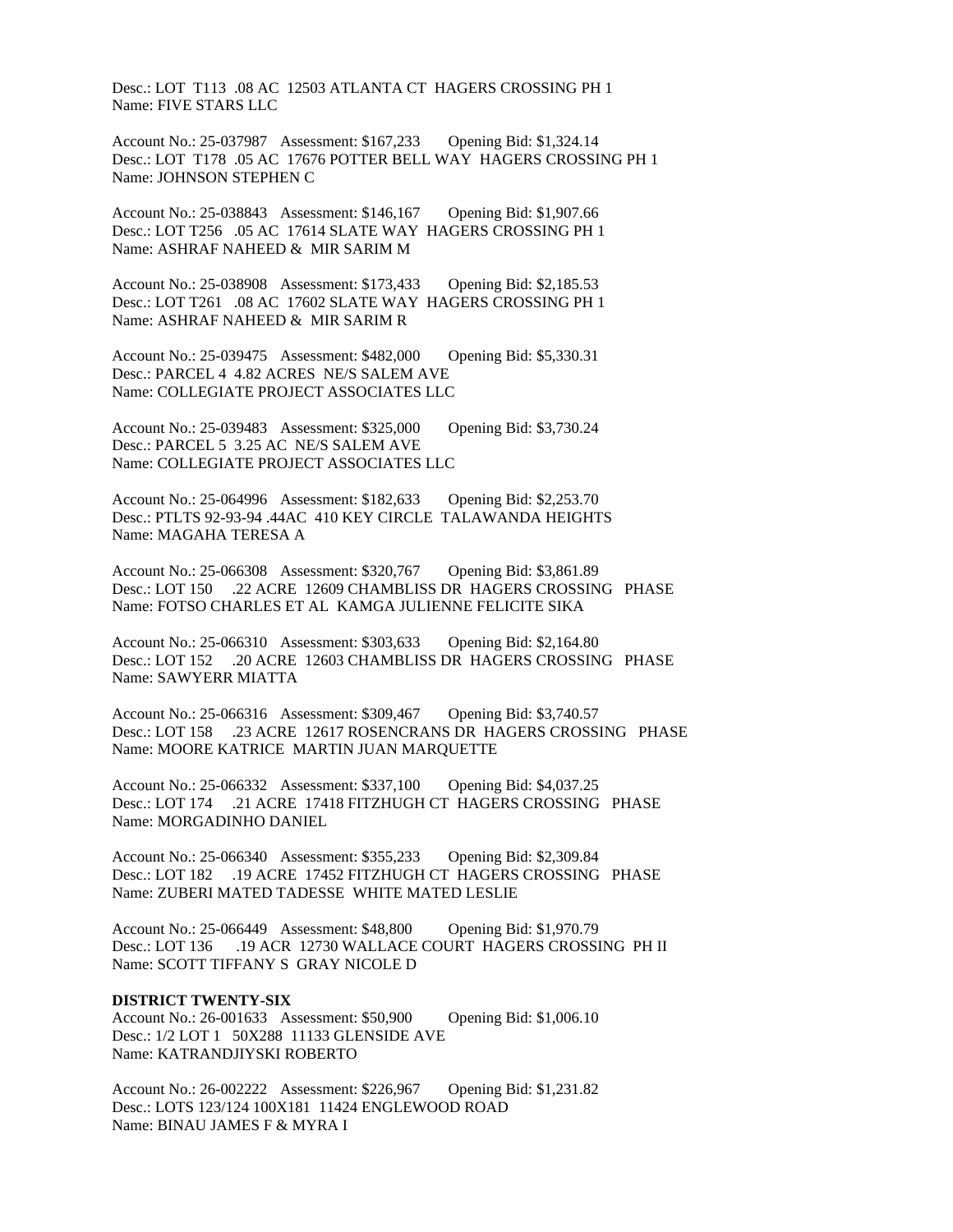Desc.: LOT T113 .08 AC 12503 ATLANTA CT HAGERS CROSSING PH 1
Name: FIVE STARS LLC

Account No.: 25-037987 Assessment: $167,233 Opening Bid: $1,324.14
Desc.: LOT T178 .05 AC 17676 POTTER BELL WAY HAGERS CROSSING PH 1
Name: JOHNSON STEPHEN C

Account No.: 25-038843 Assessment: $146,167 Opening Bid: $1,907.66
Desc.: LOT T256 .05 AC 17614 SLATE WAY HAGERS CROSSING PH 1
Name: ASHRAF NAHEED & MIR SARIM M

Account No.: 25-038908 Assessment: $173,433 Opening Bid: $2,185.53
Desc.: LOT T261 .08 AC 17602 SLATE WAY HAGERS CROSSING PH 1
Name: ASHRAF NAHEED & MIR SARIM R

Account No.: 25-039475 Assessment: $482,000 Opening Bid: $5,330.31
Desc.: PARCEL 4 4.82 ACRES NE/S SALEM AVE
Name: COLLEGIATE PROJECT ASSOCIATES LLC

Account No.: 25-039483 Assessment: $325,000 Opening Bid: $3,730.24
Desc.: PARCEL 5 3.25 AC NE/S SALEM AVE
Name: COLLEGIATE PROJECT ASSOCIATES LLC

Account No.: 25-064996 Assessment: $182,633 Opening Bid: $2,253.70
Desc.: PTLTS 92-93-94 .44AC 410 KEY CIRCLE TALAWANDA HEIGHTS
Name: MAGAHA TERESA A

Account No.: 25-066308 Assessment: $320,767 Opening Bid: $3,861.89
Desc.: LOT 150 .22 ACRE 12609 CHAMBLISS DR HAGERS CROSSING PHASE
Name: FOTSO CHARLES ET AL KAMGA JULIENNE FELICITE SIKA

Account No.: 25-066310 Assessment: $303,633 Opening Bid: $2,164.80
Desc.: LOT 152 .20 ACRE 12603 CHAMBLISS DR HAGERS CROSSING PHASE
Name: SAWYERR MIATTA

Account No.: 25-066316 Assessment: $309,467 Opening Bid: $3,740.57
Desc.: LOT 158 .23 ACRE 12617 ROSENCRANS DR HAGERS CROSSING PHASE
Name: MOORE KATRICE MARTIN JUAN MARQUETTE

Account No.: 25-066332 Assessment: $337,100 Opening Bid: $4,037.25
Desc.: LOT 174 .21 ACRE 17418 FITZHUGH CT HAGERS CROSSING PHASE
Name: MORGADINHO DANIEL

Account No.: 25-066340 Assessment: $355,233 Opening Bid: $2,309.84
Desc.: LOT 182 .19 ACRE 17452 FITZHUGH CT HAGERS CROSSING PHASE
Name: ZUBERI MATED TADESSE WHITE MATED LESLIE

Account No.: 25-066449 Assessment: $48,800 Opening Bid: $1,970.79
Desc.: LOT 136 .19 ACR 12730 WALLACE COURT HAGERS CROSSING PH II
Name: SCOTT TIFFANY S GRAY NICOLE D

**DISTRICT TWENTY-SIX**

Account No.: 26-001633 Assessment: $50,900 Opening Bid: $1,006.10
Desc.: 1/2 LOT 1 50X288 11133 GLENSIDE AVE
Name: KATRANDJIYSKI ROBERTO

Account No.: 26-002222 Assessment: $226,967 Opening Bid: $1,231.82
Desc.: LOTS 123/124 100X181 11424 ENGLEWOOD ROAD
Name: BINAU JAMES F & MYRA I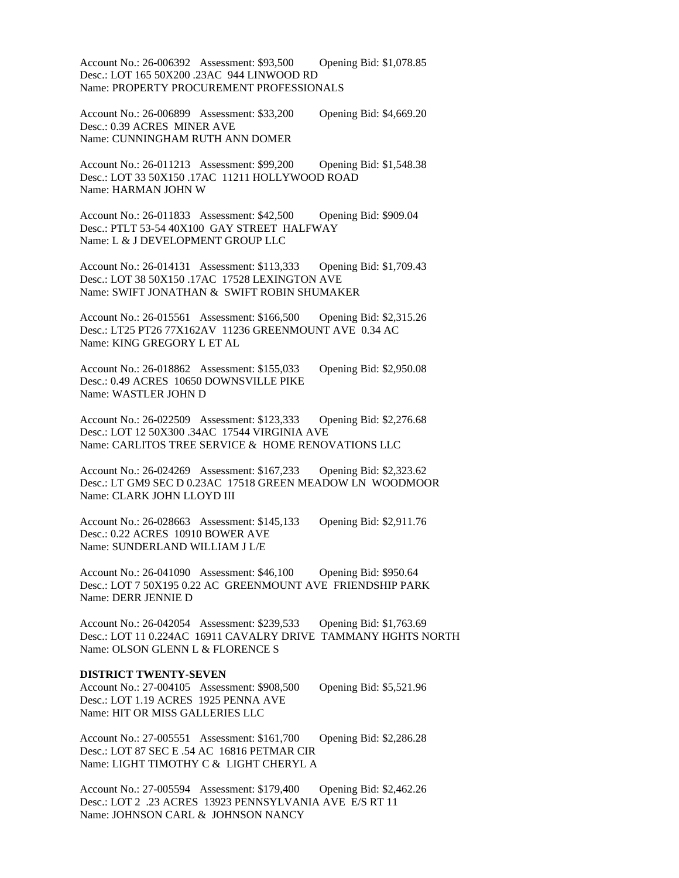Account No.: 26-006392 Assessment: $93,500 Opening Bid: $1,078.85
Desc.: LOT 165 50X200 .23AC 944 LINWOOD RD
Name: PROPERTY PROCUREMENT PROFESSIONALS

Account No.: 26-006899 Assessment: $33,200 Opening Bid: $4,669.20
Desc.: 0.39 ACRES MINER AVE
Name: CUNNINGHAM RUTH ANN DOMER

Account No.: 26-011213 Assessment: $99,200 Opening Bid: $1,548.38
Desc.: LOT 33 50X150 .17AC 11211 HOLLYWOOD ROAD
Name: HARMAN JOHN W

Account No.: 26-011833 Assessment: $42,500 Opening Bid: $909.04
Desc.: PTLT 53-54 40X100 GAY STREET HALFWAY
Name: L & J DEVELOPMENT GROUP LLC

Account No.: 26-014131 Assessment: $113,333 Opening Bid: $1,709.43
Desc.: LOT 38 50X150 .17AC 17528 LEXINGTON AVE
Name: SWIFT JONATHAN & SWIFT ROBIN SHUMAKER

Account No.: 26-015561 Assessment: $166,500 Opening Bid: $2,315.26
Desc.: LT25 PT26 77X162AV 11236 GREENMOUNT AVE 0.34 AC
Name: KING GREGORY L ET AL

Account No.: 26-018862 Assessment: $155,033 Opening Bid: $2,950.08
Desc.: 0.49 ACRES 10650 DOWNSVILLE PIKE
Name: WASTLER JOHN D

Account No.: 26-022509 Assessment: $123,333 Opening Bid: $2,276.68
Desc.: LOT 12 50X300 .34AC 17544 VIRGINIA AVE
Name: CARLITOS TREE SERVICE & HOME RENOVATIONS LLC

Account No.: 26-024269 Assessment: $167,233 Opening Bid: $2,323.62
Desc.: LT GM9 SEC D 0.23AC 17518 GREEN MEADOW LN WOODMOOR
Name: CLARK JOHN LLOYD III

Account No.: 26-028663 Assessment: $145,133 Opening Bid: $2,911.76
Desc.: 0.22 ACRES 10910 BOWER AVE
Name: SUNDERLAND WILLIAM J L/E

Account No.: 26-041090 Assessment: $46,100 Opening Bid: $950.64
Desc.: LOT 7 50X195 0.22 AC GREENMOUNT AVE FRIENDSHIP PARK
Name: DERR JENNIE D

Account No.: 26-042054 Assessment: $239,533 Opening Bid: $1,763.69
Desc.: LOT 11 0.224AC 16911 CAVALRY DRIVE TAMMANY HGHTS NORTH
Name: OLSON GLENN L & FLORENCE S

**DISTRICT TWENTY-SEVEN**

Account No.: 27-004105 Assessment: $908,500 Opening Bid: $5,521.96
Desc.: LOT 1.19 ACRES 1925 PENNA AVE
Name: HIT OR MISS GALLERIES LLC

Account No.: 27-005551 Assessment: $161,700 Opening Bid: $2,286.28
Desc.: LOT 87 SEC E .54 AC 16816 PETMAR CIR
Name: LIGHT TIMOTHY C & LIGHT CHERYL A

Account No.: 27-005594 Assessment: $179,400 Opening Bid: $2,462.26
Desc.: LOT 2 .23 ACRES 13923 PENNSYLVANIA AVE E/S RT 11
Name: JOHNSON CARL & JOHNSON NANCY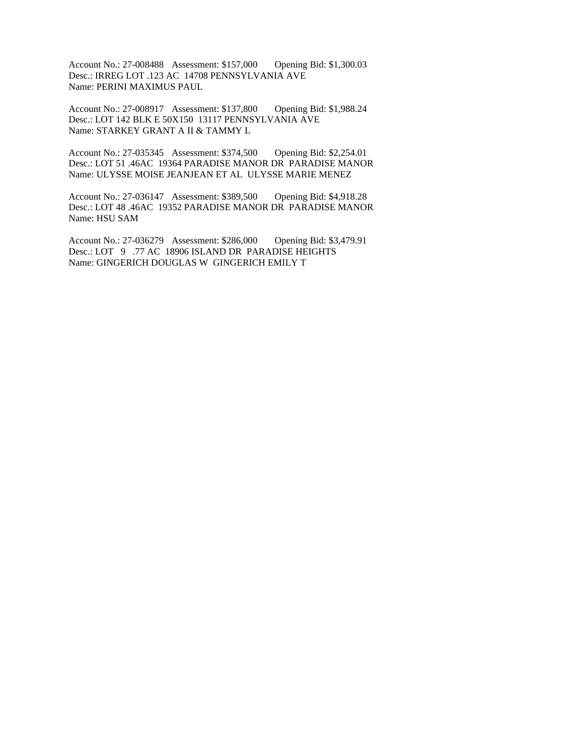Account No.: 27-008488 Assessment: $157,000 Opening Bid: $1,300.03
Desc.: IRREG LOT .123 AC 14708 PENNSYLVANIA AVE
Name: PERINI MAXIMUS PAUL

Account No.: 27-008917 Assessment: $137,800 Opening Bid: $1,988.24
Desc.: LOT 142 BLK E 50X150 13117 PENNSYLVANIA AVE
Name: STARKEY GRANT A II & TAMMY L

Account No.: 27-035345 Assessment: $374,500 Opening Bid: $2,254.01
Desc.: LOT 51 .46AC 19364 PARADISE MANOR DR PARADISE MANOR
Name: ULYSSE MOISE JEANJEAN ET AL ULYSSE MARIE MENEZ

Account No.: 27-036147 Assessment: $389,500 Opening Bid: $4,918.28
Desc.: LOT 48 .46AC 19352 PARADISE MANOR DR PARADISE MANOR
Name: HSU SAM

Account No.: 27-036279 Assessment: $286,000 Opening Bid: $3,479.91
Desc.: LOT 9 .77 AC 18906 ISLAND DR PARADISE HEIGHTS
Name: GINGERICH DOUGLAS W GINGERICH EMILY T